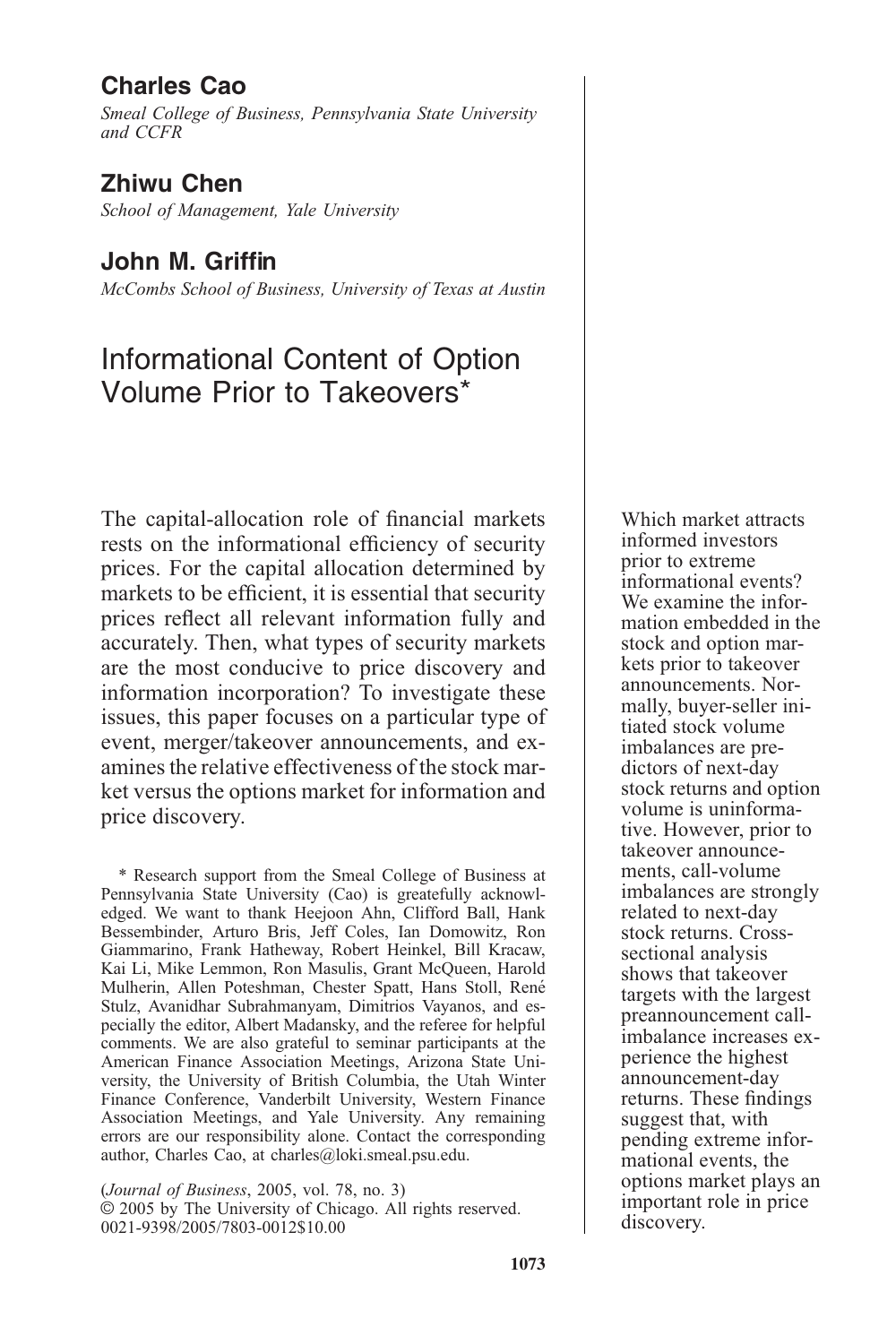**Charles Cao**

*Smeal College of Business, Pennsylvania State University and CCFR*

**Zhiwu Chen**

*School of Management, Yale University*

**John M. Griffin**

*McCombs School of Business, University of Texas at Austin*

# Informational Content of Option Volume Prior to Takeovers*

Which market attracts informed investors prior to extreme informational events? We examine the information embedded in the stock and option markets prior to takeover announcements. Normally, buyer-seller initiated stock volume imbalances are predictors of next-day stock returns and option volume is uninformative. However, prior to takeover announcements, call-volume imbalances are strongly related to next-day stock returns. Cross-sectional analysis shows that takeover targets with the largest preannouncement call-imbalance increases experience the highest announcement-day returns. These findings suggest that, with pending extreme informational events, the options market plays an important role in price discovery.

The capital-allocation role of financial markets rests on the informational efficiency of security prices. For the capital allocation determined by markets to be efficient, it is essential that security prices reflect all relevant information fully and accurately. Then, what types of security markets are the most conducive to price discovery and information incorporation? To investigate these issues, this paper focuses on a particular type of event, merger/takeover announcements, and examines the relative effectiveness of the stock market versus the options market for information and price discovery.

\* Research support from the Smeal College of Business at Pennsylvania State University (Cao) is greatefully acknowledged. We want to thank Heejoon Ahn, Clifford Ball, Hank Bessembinder, Arturo Bris, Jeff Coles, Ian Domowitz, Ron Giammarino, Frank Hatheway, Robert Heinkel, Bill Kracaw, Kai Li, Mike Lemmon, Ron Masulis, Grant McQueen, Harold Mulherin, Allen Poteshman, Chester Spatt, Hans Stoll, René Stulz, Avanidhar Subrahmanyam, Dimitrios Vayanos, and especially the editor, Albert Madansky, and the referee for helpful comments. We are also grateful to seminar participants at the American Finance Association Meetings, Arizona State University, the University of British Columbia, the Utah Winter Finance Conference, Vanderbilt University, Western Finance Association Meetings, and Yale University. Any remaining errors are our responsibility alone. Contact the corresponding author, Charles Cao, at charles@loki.smeal.psu.edu.

(*Journal of Business*, 2005, vol. 78, no. 3)
© 2005 by The University of Chicago. All rights reserved.
0021-9398/2005/7803-0012$10.00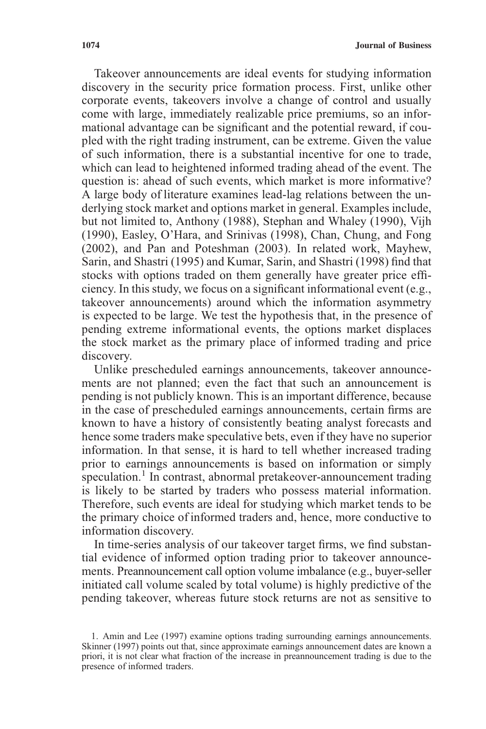Takeover announcements are ideal events for studying information discovery in the security price formation process. First, unlike other corporate events, takeovers involve a change of control and usually come with large, immediately realizable price premiums, so an informational advantage can be significant and the potential reward, if coupled with the right trading instrument, can be extreme. Given the value of such information, there is a substantial incentive for one to trade, which can lead to heightened informed trading ahead of the event. The question is: ahead of such events, which market is more informative? A large body of literature examines lead-lag relations between the underlying stock market and options market in general. Examples include, but not limited to, Anthony (1988), Stephan and Whaley (1990), Vijh (1990), Easley, O'Hara, and Srinivas (1998), Chan, Chung, and Fong (2002), and Pan and Poteshman (2003). In related work, Mayhew, Sarin, and Shastri (1995) and Kumar, Sarin, and Shastri (1998) find that stocks with options traded on them generally have greater price efficiency. In this study, we focus on a significant informational event (e.g., takeover announcements) around which the information asymmetry is expected to be large. We test the hypothesis that, in the presence of pending extreme informational events, the options market displaces the stock market as the primary place of informed trading and price discovery.

Unlike prescheduled earnings announcements, takeover announcements are not planned; even the fact that such an announcement is pending is not publicly known. This is an important difference, because in the case of prescheduled earnings announcements, certain firms are known to have a history of consistently beating analyst forecasts and hence some traders make speculative bets, even if they have no superior information. In that sense, it is hard to tell whether increased trading prior to earnings announcements is based on information or simply speculation.[1] In contrast, abnormal pretakeover-announcement trading is likely to be started by traders who possess material information. Therefore, such events are ideal for studying which market tends to be the primary choice of informed traders and, hence, more conductive to information discovery.

In time-series analysis of our takeover target firms, we find substantial evidence of informed option trading prior to takeover announcements. Preannouncement call option volume imbalance (e.g., buyer-seller initiated call volume scaled by total volume) is highly predictive of the pending takeover, whereas future stock returns are not as sensitive to

1. Amin and Lee (1997) examine options trading surrounding earnings announcements. Skinner (1997) points out that, since approximate earnings announcement dates are known a priori, it is not clear what fraction of the increase in preannouncement trading is due to the presence of informed traders.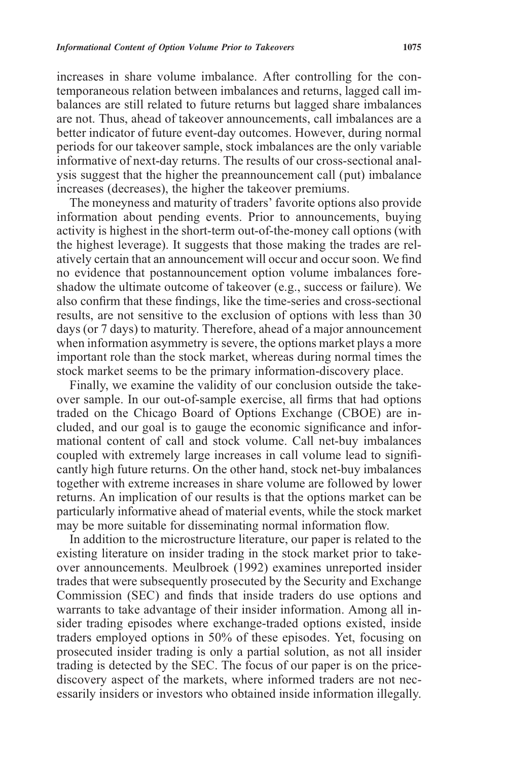increases in share volume imbalance. After controlling for the contemporaneous relation between imbalances and returns, lagged call imbalances are still related to future returns but lagged share imbalances are not. Thus, ahead of takeover announcements, call imbalances are a better indicator of future event-day outcomes. However, during normal periods for our takeover sample, stock imbalances are the only variable informative of next-day returns. The results of our cross-sectional analysis suggest that the higher the preannouncement call (put) imbalance increases (decreases), the higher the takeover premiums.

The moneyness and maturity of traders' favorite options also provide information about pending events. Prior to announcements, buying activity is highest in the short-term out-of-the-money call options (with the highest leverage). It suggests that those making the trades are relatively certain that an announcement will occur and occur soon. We find no evidence that postannouncement option volume imbalances foreshadow the ultimate outcome of takeover (e.g., success or failure). We also confirm that these findings, like the time-series and cross-sectional results, are not sensitive to the exclusion of options with less than 30 days (or 7 days) to maturity. Therefore, ahead of a major announcement when information asymmetry is severe, the options market plays a more important role than the stock market, whereas during normal times the stock market seems to be the primary information-discovery place.

Finally, we examine the validity of our conclusion outside the takeover sample. In our out-of-sample exercise, all firms that had options traded on the Chicago Board of Options Exchange (CBOE) are included, and our goal is to gauge the economic significance and informational content of call and stock volume. Call net-buy imbalances coupled with extremely large increases in call volume lead to significantly high future returns. On the other hand, stock net-buy imbalances together with extreme increases in share volume are followed by lower returns. An implication of our results is that the options market can be particularly informative ahead of material events, while the stock market may be more suitable for disseminating normal information flow.

In addition to the microstructure literature, our paper is related to the existing literature on insider trading in the stock market prior to takeover announcements. Meulbroek (1992) examines unreported insider trades that were subsequently prosecuted by the Security and Exchange Commission (SEC) and finds that inside traders do use options and warrants to take advantage of their insider information. Among all insider trading episodes where exchange-traded options existed, inside traders employed options in 50% of these episodes. Yet, focusing on prosecuted insider trading is only a partial solution, as not all insider trading is detected by the SEC. The focus of our paper is on the price-discovery aspect of the markets, where informed traders are not necessarily insiders or investors who obtained inside information illegally.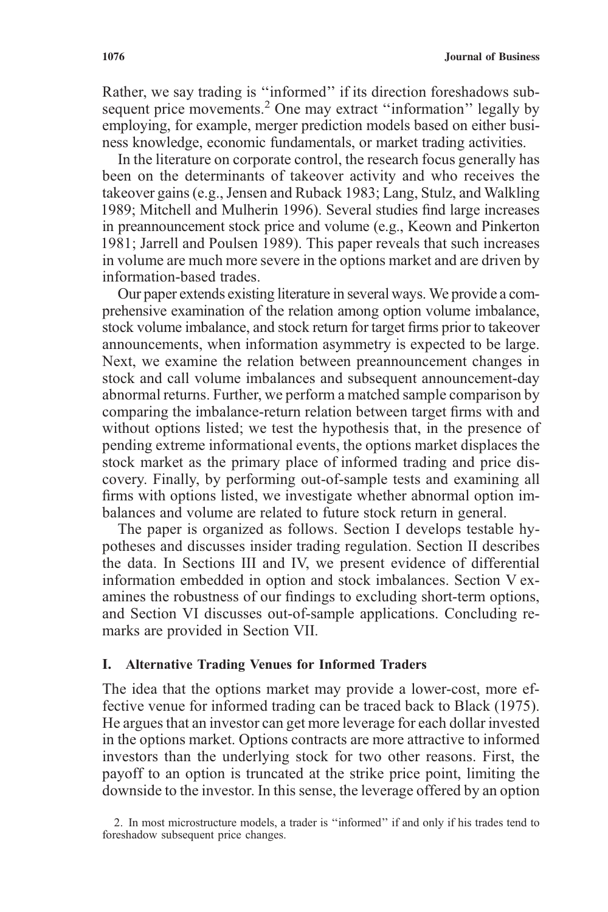Rather, we say trading is ''informed'' if its direction foreshadows subsequent price movements.[2] One may extract ''information'' legally by employing, for example, merger prediction models based on either business knowledge, economic fundamentals, or market trading activities.

In the literature on corporate control, the research focus generally has been on the determinants of takeover activity and who receives the takeover gains (e.g., Jensen and Ruback 1983; Lang, Stulz, and Walkling 1989; Mitchell and Mulherin 1996). Several studies find large increases in preannouncement stock price and volume (e.g., Keown and Pinkerton 1981; Jarrell and Poulsen 1989). This paper reveals that such increases in volume are much more severe in the options market and are driven by information-based trades.

Our paper extends existing literature in several ways. We provide a comprehensive examination of the relation among option volume imbalance, stock volume imbalance, and stock return for target firms prior to takeover announcements, when information asymmetry is expected to be large. Next, we examine the relation between preannouncement changes in stock and call volume imbalances and subsequent announcement-day abnormal returns. Further, we perform a matched sample comparison by comparing the imbalance-return relation between target firms with and without options listed; we test the hypothesis that, in the presence of pending extreme informational events, the options market displaces the stock market as the primary place of informed trading and price discovery. Finally, by performing out-of-sample tests and examining all firms with options listed, we investigate whether abnormal option imbalances and volume are related to future stock return in general.

The paper is organized as follows. Section I develops testable hypotheses and discusses insider trading regulation. Section II describes the data. In Sections III and IV, we present evidence of differential information embedded in option and stock imbalances. Section V examines the robustness of our findings to excluding short-term options, and Section VI discusses out-of-sample applications. Concluding remarks are provided in Section VII.

## I. Alternative Trading Venues for Informed Traders

The idea that the options market may provide a lower-cost, more effective venue for informed trading can be traced back to Black (1975). He argues that an investor can get more leverage for each dollar invested in the options market. Options contracts are more attractive to informed investors than the underlying stock for two other reasons. First, the payoff to an option is truncated at the strike price point, limiting the downside to the investor. In this sense, the leverage offered by an option

2. In most microstructure models, a trader is ''informed'' if and only if his trades tend to foreshadow subsequent price changes.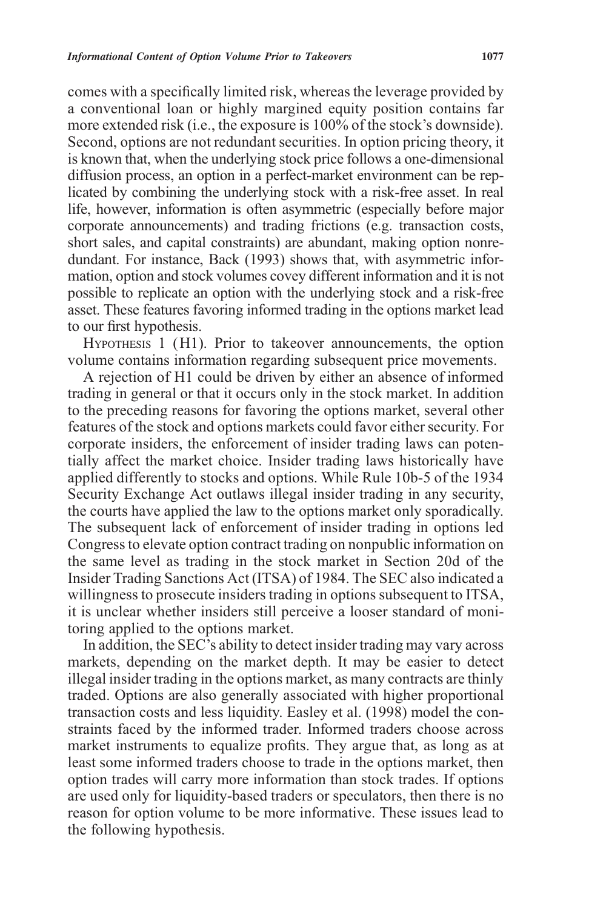comes with a specifically limited risk, whereas the leverage provided by a conventional loan or highly margined equity position contains far more extended risk (i.e., the exposure is 100% of the stock's downside). Second, options are not redundant securities. In option pricing theory, it is known that, when the underlying stock price follows a one-dimensional diffusion process, an option in a perfect-market environment can be replicated by combining the underlying stock with a risk-free asset. In real life, however, information is often asymmetric (especially before major corporate announcements) and trading frictions (e.g. transaction costs, short sales, and capital constraints) are abundant, making option nonredundant. For instance, Back (1993) shows that, with asymmetric information, option and stock volumes covey different information and it is not possible to replicate an option with the underlying stock and a risk-free asset. These features favoring informed trading in the options market lead to our first hypothesis.

Hypothesis 1 (H1). Prior to takeover announcements, the option volume contains information regarding subsequent price movements.

A rejection of H1 could be driven by either an absence of informed trading in general or that it occurs only in the stock market. In addition to the preceding reasons for favoring the options market, several other features of the stock and options markets could favor either security. For corporate insiders, the enforcement of insider trading laws can potentially affect the market choice. Insider trading laws historically have applied differently to stocks and options. While Rule 10b-5 of the 1934 Security Exchange Act outlaws illegal insider trading in any security, the courts have applied the law to the options market only sporadically. The subsequent lack of enforcement of insider trading in options led Congress to elevate option contract trading on nonpublic information on the same level as trading in the stock market in Section 20d of the Insider Trading Sanctions Act (ITSA) of 1984. The SEC also indicated a willingness to prosecute insiders trading in options subsequent to ITSA, it is unclear whether insiders still perceive a looser standard of monitoring applied to the options market.

In addition, the SEC's ability to detect insider trading may vary across markets, depending on the market depth. It may be easier to detect illegal insider trading in the options market, as many contracts are thinly traded. Options are also generally associated with higher proportional transaction costs and less liquidity. Easley et al. (1998) model the constraints faced by the informed trader. Informed traders choose across market instruments to equalize profits. They argue that, as long as at least some informed traders choose to trade in the options market, then option trades will carry more information than stock trades. If options are used only for liquidity-based traders or speculators, then there is no reason for option volume to be more informative. These issues lead to the following hypothesis.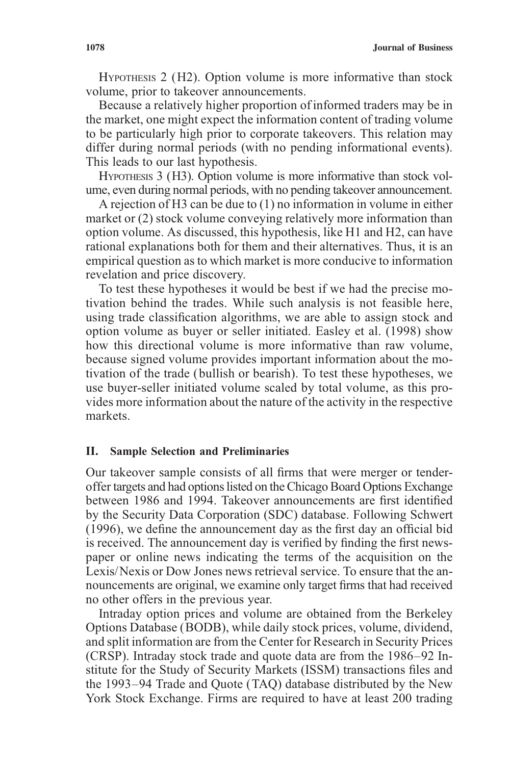Hypothesis 2 (H2). Option volume is more informative than stock volume, prior to takeover announcements.

Because a relatively higher proportion of informed traders may be in the market, one might expect the information content of trading volume to be particularly high prior to corporate takeovers. This relation may differ during normal periods (with no pending informational events). This leads to our last hypothesis.

Hypothesis 3 (H3). Option volume is more informative than stock volume, even during normal periods, with no pending takeover announcement.

A rejection of H3 can be due to (1) no information in volume in either market or (2) stock volume conveying relatively more information than option volume. As discussed, this hypothesis, like H1 and H2, can have rational explanations both for them and their alternatives. Thus, it is an empirical question as to which market is more conducive to information revelation and price discovery.

To test these hypotheses it would be best if we had the precise motivation behind the trades. While such analysis is not feasible here, using trade classification algorithms, we are able to assign stock and option volume as buyer or seller initiated. Easley et al. (1998) show how this directional volume is more informative than raw volume, because signed volume provides important information about the motivation of the trade (bullish or bearish). To test these hypotheses, we use buyer-seller initiated volume scaled by total volume, as this provides more information about the nature of the activity in the respective markets.

## II. Sample Selection and Preliminaries

Our takeover sample consists of all firms that were merger or tender-offer targets and had options listed on the Chicago Board Options Exchange between 1986 and 1994. Takeover announcements are first identified by the Security Data Corporation (SDC) database. Following Schwert (1996), we define the announcement day as the first day an official bid is received. The announcement day is verified by finding the first newspaper or online news indicating the terms of the acquisition on the Lexis/Nexis or Dow Jones news retrieval service. To ensure that the announcements are original, we examine only target firms that had received no other offers in the previous year.

Intraday option prices and volume are obtained from the Berkeley Options Database (BODB), while daily stock prices, volume, dividend, and split information are from the Center for Research in Security Prices (CRSP). Intraday stock trade and quote data are from the 1986–92 Institute for the Study of Security Markets (ISSM) transactions files and the 1993–94 Trade and Quote (TAQ) database distributed by the New York Stock Exchange. Firms are required to have at least 200 trading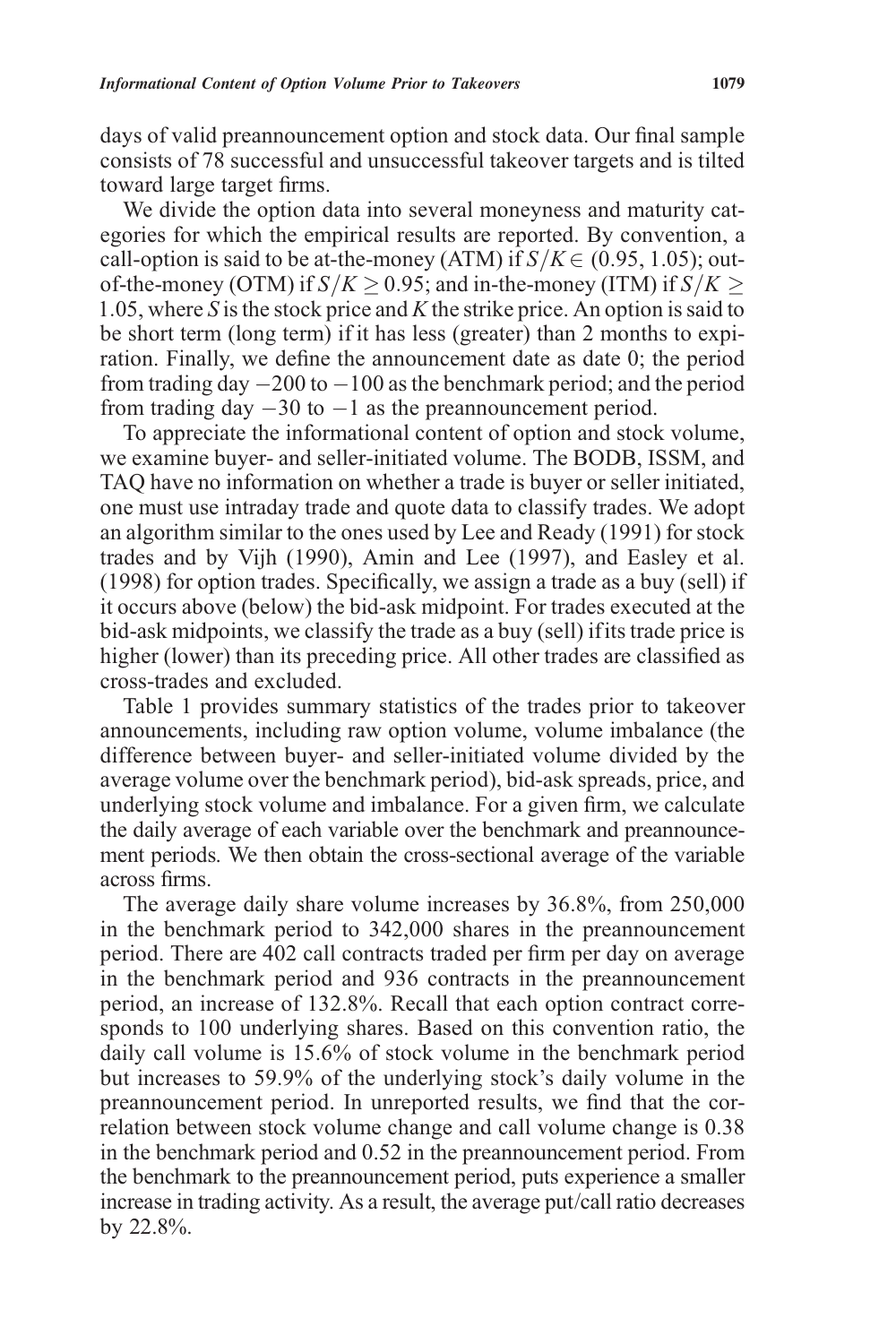days of valid preannouncement option and stock data. Our final sample consists of 78 successful and unsuccessful takeover targets and is tilted toward large target firms.

We divide the option data into several moneyness and maturity categories for which the empirical results are reported. By convention, a call-option is said to be at-the-money (ATM) if $S/K \in (0.95, 1.05)$; out-of-the-money (OTM) if $S/K \geq 0.95$; and in-the-money (ITM) if $S/K \geq 1.05$, where $S$ is the stock price and $K$ the strike price. An option is said to be short term (long term) if it has less (greater) than 2 months to expiration. Finally, we define the announcement date as date 0; the period from trading day −200 to −100 as the benchmark period; and the period from trading day −30 to −1 as the preannouncement period.

To appreciate the informational content of option and stock volume, we examine buyer- and seller-initiated volume. The BODB, ISSM, and TAQ have no information on whether a trade is buyer or seller initiated, one must use intraday trade and quote data to classify trades. We adopt an algorithm similar to the ones used by Lee and Ready (1991) for stock trades and by Vijh (1990), Amin and Lee (1997), and Easley et al. (1998) for option trades. Specifically, we assign a trade as a buy (sell) if it occurs above (below) the bid-ask midpoint. For trades executed at the bid-ask midpoints, we classify the trade as a buy (sell) if its trade price is higher (lower) than its preceding price. All other trades are classified as cross-trades and excluded.

Table 1 provides summary statistics of the trades prior to takeover announcements, including raw option volume, volume imbalance (the difference between buyer- and seller-initiated volume divided by the average volume over the benchmark period), bid-ask spreads, price, and underlying stock volume and imbalance. For a given firm, we calculate the daily average of each variable over the benchmark and preannouncement periods. We then obtain the cross-sectional average of the variable across firms.

The average daily share volume increases by 36.8%, from 250,000 in the benchmark period to 342,000 shares in the preannouncement period. There are 402 call contracts traded per firm per day on average in the benchmark period and 936 contracts in the preannouncement period, an increase of 132.8%. Recall that each option contract corresponds to 100 underlying shares. Based on this convention ratio, the daily call volume is 15.6% of stock volume in the benchmark period but increases to 59.9% of the underlying stock's daily volume in the preannouncement period. In unreported results, we find that the correlation between stock volume change and call volume change is 0.38 in the benchmark period and 0.52 in the preannouncement period. From the benchmark to the preannouncement period, puts experience a smaller increase in trading activity. As a result, the average put/call ratio decreases by 22.8%.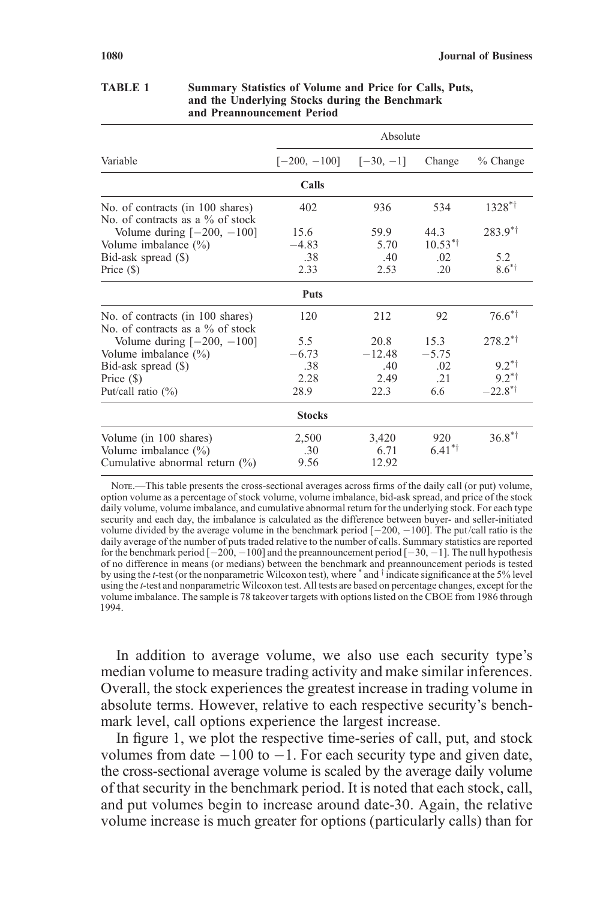**TABLE 1 Summary Statistics of Volume and Price for Calls, Puts, and the Underlying Stocks during the Benchmark and Preannouncement Period**

| Variable | Absolute | | | |
|---|---|---|---|---|
| | [−200, −100] | [−30, −1] | Change | % Change |
| **Calls** | | | | |
| No. of contracts (in 100 shares) | 402 | 936 | 534 | 1328*† |
| No. of contracts as a % of stock Volume during [−200, −100] | 15.6 | 59.9 | 44.3 | 283.9*† |
| Volume imbalance (%) | −4.83 | 5.70 | 10.53*† | |
| Bid-ask spread ($) | .38 | .40 | .02 | 5.2 |
| Price ($) | 2.33 | 2.53 | .20 | 8.6*† |
| **Puts** | | | | |
| No. of contracts (in 100 shares) | 120 | 212 | 92 | 76.6*† |
| No. of contracts as a % of stock Volume during [−200, −100] | 5.5 | 20.8 | 15.3 | 278.2*† |
| Volume imbalance (%) | −6.73 | −12.48 | −5.75 | |
| Bid-ask spread ($) | .38 | .40 | .02 | 9.2*† |
| Price ($) | 2.28 | 2.49 | .21 | 9.2*† |
| Put/call ratio (%) | 28.9 | 22.3 | 6.6 | −22.8*† |
| **Stocks** | | | | |
| Volume (in 100 shares) | 2,500 | 3,420 | 920 | 36.8*† |
| Volume imbalance (%) | .30 | 6.71 | 6.41*† | |
| Cumulative abnormal return (%) | 9.56 | 12.92 | | |

Note.—This table presents the cross-sectional averages across firms of the daily call (or put) volume, option volume as a percentage of stock volume, volume imbalance, bid-ask spread, and price of the stock daily volume, volume imbalance, and cumulative abnormal return for the underlying stock. For each type security and each day, the imbalance is calculated as the difference between buyer- and seller-initiated volume divided by the average volume in the benchmark period [−200, −100]. The put/call ratio is the daily average of the number of puts traded relative to the number of calls. Summary statistics are reported for the benchmark period [−200, −100] and the preannouncement period [−30, −1]. The null hypothesis of no difference in means (or medians) between the benchmark and preannouncement periods is tested by using the *t*-test (or the nonparametric Wilcoxon test), where * and † indicate significance at the 5% level using the *t*-test and nonparametric Wilcoxon test. All tests are based on percentage changes, except for the volume imbalance. The sample is 78 takeover targets with options listed on the CBOE from 1986 through 1994.

In addition to average volume, we also use each security type's median volume to measure trading activity and make similar inferences. Overall, the stock experiences the greatest increase in trading volume in absolute terms. However, relative to each respective security's benchmark level, call options experience the largest increase.

In figure 1, we plot the respective time-series of call, put, and stock volumes from date −100 to −1. For each security type and given date, the cross-sectional average volume is scaled by the average daily volume of that security in the benchmark period. It is noted that each stock, call, and put volumes begin to increase around date-30. Again, the relative volume increase is much greater for options (particularly calls) than for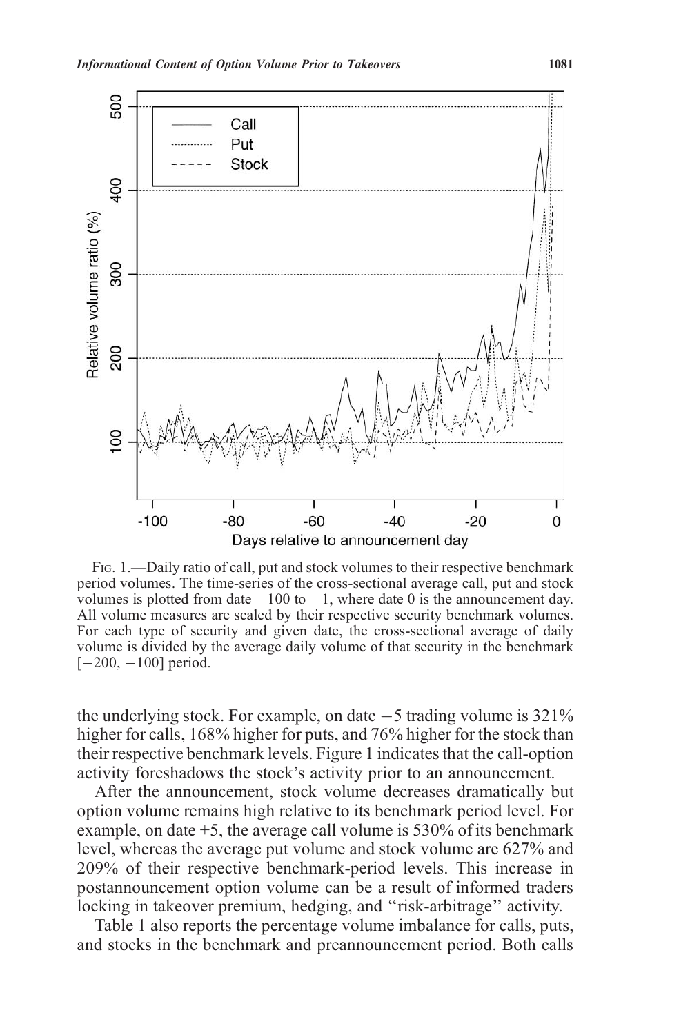FIG. 1.—Daily ratio of call, put and stock volumes to their respective benchmark period volumes. The time-series of the cross-sectional average call, put and stock volumes is plotted from date −100 to −1, where date 0 is the announcement day. All volume measures are scaled by their respective security benchmark volumes. For each type of security and given date, the cross-sectional average of daily volume is divided by the average daily volume of that security in the benchmark [−200, −100] period.

the underlying stock. For example, on date −5 trading volume is 321% higher for calls, 168% higher for puts, and 76% higher for the stock than their respective benchmark levels. Figure 1 indicates that the call-option activity foreshadows the stock's activity prior to an announcement.

After the announcement, stock volume decreases dramatically but option volume remains high relative to its benchmark period level. For example, on date +5, the average call volume is 530% of its benchmark level, whereas the average put volume and stock volume are 627% and 209% of their respective benchmark-period levels. This increase in postannouncement option volume can be a result of informed traders locking in takeover premium, hedging, and "risk-arbitrage" activity.

Table 1 also reports the percentage volume imbalance for calls, puts, and stocks in the benchmark and preannouncement period. Both calls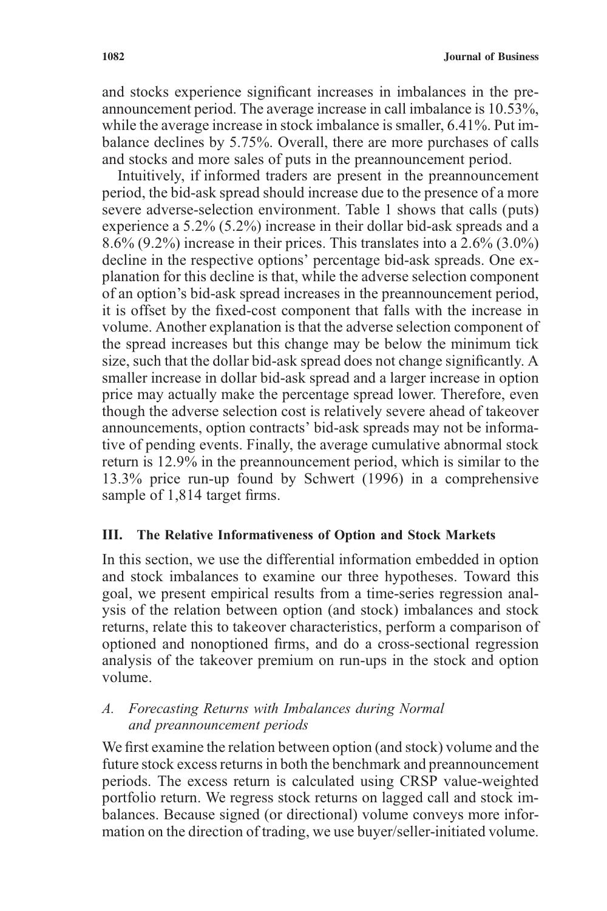and stocks experience significant increases in imbalances in the preannouncement period. The average increase in call imbalance is 10.53%, while the average increase in stock imbalance is smaller, 6.41%. Put imbalance declines by 5.75%. Overall, there are more purchases of calls and stocks and more sales of puts in the preannouncement period.

Intuitively, if informed traders are present in the preannouncement period, the bid-ask spread should increase due to the presence of a more severe adverse-selection environment. Table 1 shows that calls (puts) experience a 5.2% (5.2%) increase in their dollar bid-ask spreads and a 8.6% (9.2%) increase in their prices. This translates into a 2.6% (3.0%) decline in the respective options' percentage bid-ask spreads. One explanation for this decline is that, while the adverse selection component of an option's bid-ask spread increases in the preannouncement period, it is offset by the fixed-cost component that falls with the increase in volume. Another explanation is that the adverse selection component of the spread increases but this change may be below the minimum tick size, such that the dollar bid-ask spread does not change significantly. A smaller increase in dollar bid-ask spread and a larger increase in option price may actually make the percentage spread lower. Therefore, even though the adverse selection cost is relatively severe ahead of takeover announcements, option contracts' bid-ask spreads may not be informative of pending events. Finally, the average cumulative abnormal stock return is 12.9% in the preannouncement period, which is similar to the 13.3% price run-up found by Schwert (1996) in a comprehensive sample of 1,814 target firms.

## III. The Relative Informativeness of Option and Stock Markets

In this section, we use the differential information embedded in option and stock imbalances to examine our three hypotheses. Toward this goal, we present empirical results from a time-series regression analysis of the relation between option (and stock) imbalances and stock returns, relate this to takeover characteristics, perform a comparison of optioned and nonoptioned firms, and do a cross-sectional regression analysis of the takeover premium on run-ups in the stock and option volume.

### *A. Forecasting Returns with Imbalances during Normal and preannouncement periods*

We first examine the relation between option (and stock) volume and the future stock excess returns in both the benchmark and preannouncement periods. The excess return is calculated using CRSP value-weighted portfolio return. We regress stock returns on lagged call and stock imbalances. Because signed (or directional) volume conveys more information on the direction of trading, we use buyer/seller-initiated volume.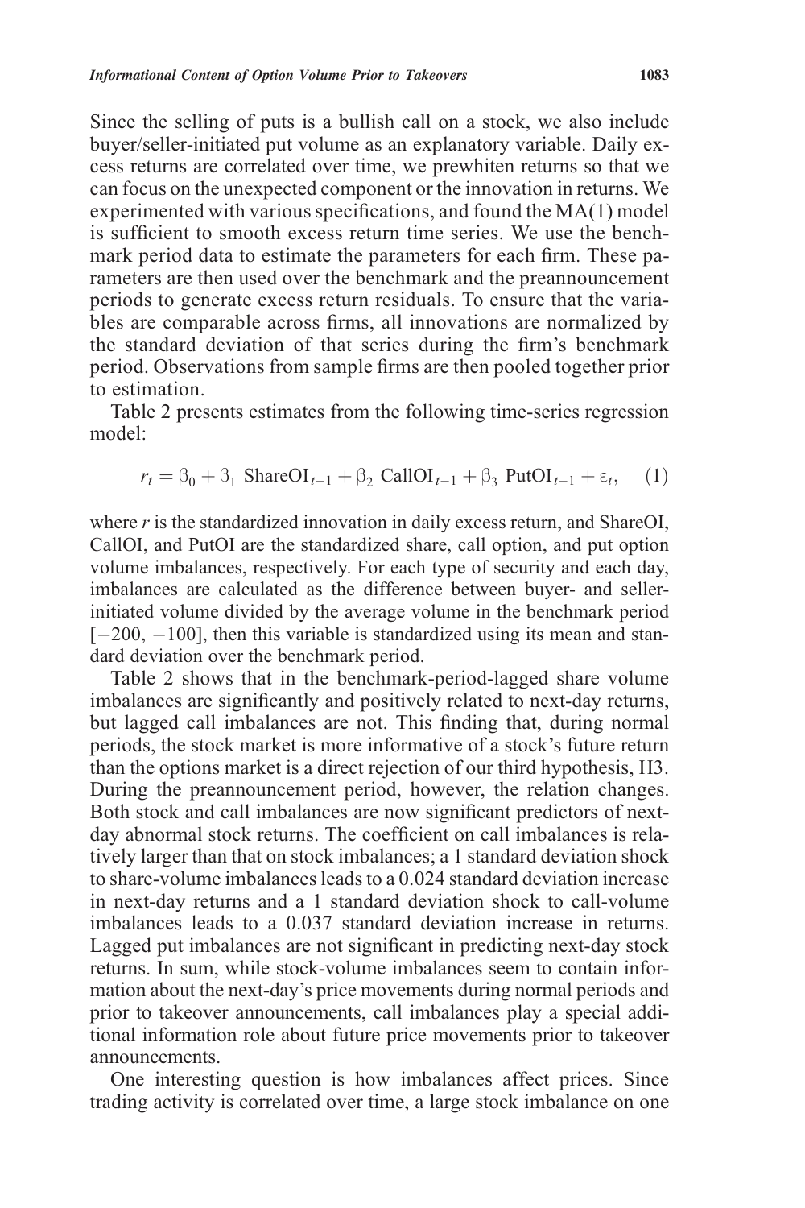Since the selling of puts is a bullish call on a stock, we also include buyer/seller-initiated put volume as an explanatory variable. Daily excess returns are correlated over time, we prewhiten returns so that we can focus on the unexpected component or the innovation in returns. We experimented with various specifications, and found the MA(1) model is sufficient to smooth excess return time series. We use the benchmark period data to estimate the parameters for each firm. These parameters are then used over the benchmark and the preannouncement periods to generate excess return residuals. To ensure that the variables are comparable across firms, all innovations are normalized by the standard deviation of that series during the firm's benchmark period. Observations from sample firms are then pooled together prior to estimation.

Table 2 presents estimates from the following time-series regression model:

$$r_t = \beta_0 + \beta_1 \text{ ShareOI}_{t-1} + \beta_2 \text{ CallOI}_{t-1} + \beta_3 \text{ PutOI}_{t-1} + \varepsilon_t, \quad (1)$$

where $r$ is the standardized innovation in daily excess return, and ShareOI, CallOI, and PutOI are the standardized share, call option, and put option volume imbalances, respectively. For each type of security and each day, imbalances are calculated as the difference between buyer- and seller-initiated volume divided by the average volume in the benchmark period $[-200, -100]$, then this variable is standardized using its mean and standard deviation over the benchmark period.

Table 2 shows that in the benchmark-period-lagged share volume imbalances are significantly and positively related to next-day returns, but lagged call imbalances are not. This finding that, during normal periods, the stock market is more informative of a stock's future return than the options market is a direct rejection of our third hypothesis, H3. During the preannouncement period, however, the relation changes. Both stock and call imbalances are now significant predictors of next-day abnormal stock returns. The coefficient on call imbalances is relatively larger than that on stock imbalances; a 1 standard deviation shock to share-volume imbalances leads to a 0.024 standard deviation increase in next-day returns and a 1 standard deviation shock to call-volume imbalances leads to a 0.037 standard deviation increase in returns. Lagged put imbalances are not significant in predicting next-day stock returns. In sum, while stock-volume imbalances seem to contain information about the next-day's price movements during normal periods and prior to takeover announcements, call imbalances play a special additional information role about future price movements prior to takeover announcements.

One interesting question is how imbalances affect prices. Since trading activity is correlated over time, a large stock imbalance on one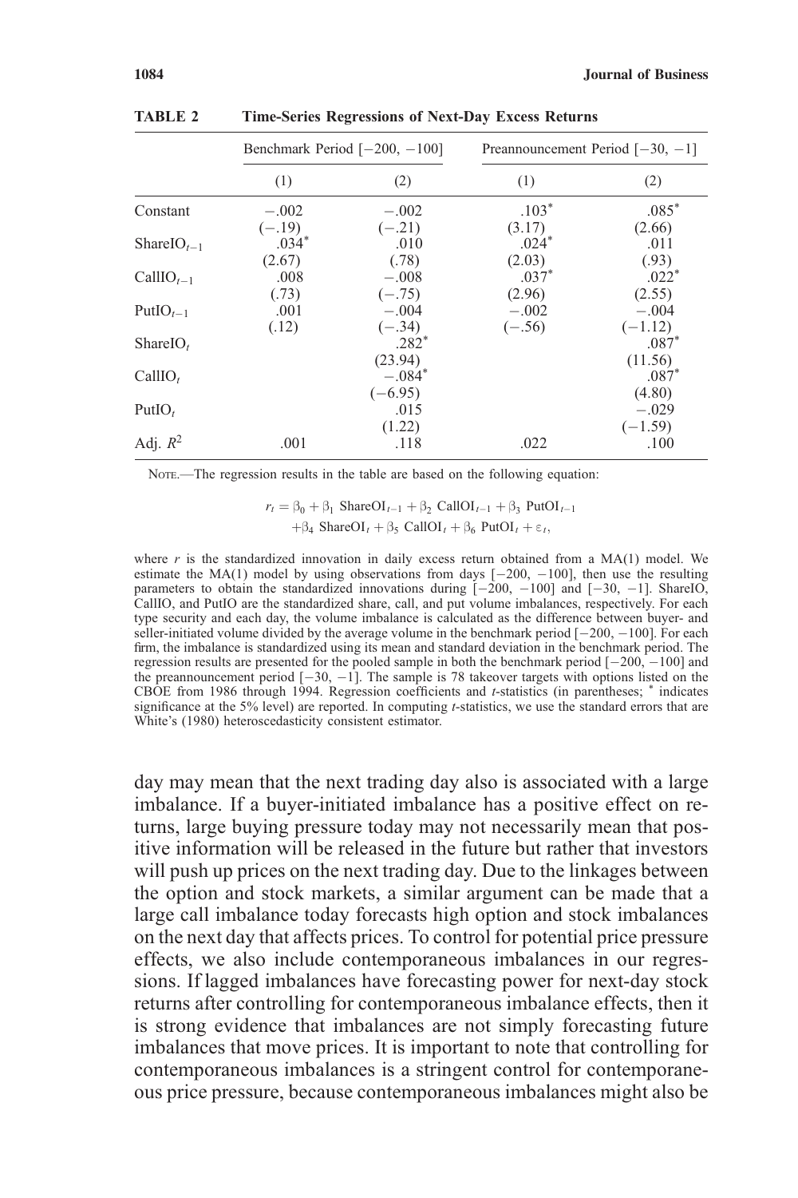**TABLE 2 Time-Series Regressions of Next-Day Excess Returns**

| | Benchmark Period [−200, −100] | | Preannouncement Period [−30, −1] | |
|---|---|---|---|---|
| | (1) | (2) | (1) | (2) |
| Constant | −.002 | −.002 | .103* | .085* |
| | (−.19) | (−.21) | (3.17) | (2.66) |
| $\text{ShareIO}_{t-1}$ | .034* | .010 | .024* | .011 |
| | (2.67) | (.78) | (2.03) | (.93) |
| $\text{CallIO}_{t-1}$ | .008 | −.008 | .037* | .022* |
| | (.73) | (−.75) | (2.96) | (2.55) |
| $\text{PutIO}_{t-1}$ | .001 | −.004 | −.002 | −.004 |
| | (.12) | (−.34) | (−.56) | (−1.12) |
| $\text{ShareIO}_{t}$ | | .282* | | .087* |
| | | (23.94) | | (11.56) |
| $\text{CallIO}_{t}$ | | −.084* | | .087* |
| | | (−6.95) | | (4.80) |
| $\text{PutIO}_{t}$ | | .015 | | −.029 |
| | | (1.22) | | (−1.59) |
| Adj. $R^2$ | .001 | .118 | .022 | .100 |

Note.—The regression results in the table are based on the following equation:

$$r_t = \beta_0 + \beta_1 \text{ ShareOI}_{t-1} + \beta_2 \text{ CallOI}_{t-1} + \beta_3 \text{ PutOI}_{t-1} + \beta_4 \text{ ShareOI}_t + \beta_5 \text{ CallOI}_t + \beta_6 \text{ PutOI}_t + \varepsilon_t,$$

where $r$ is the standardized innovation in daily excess return obtained from a MA(1) model. We estimate the MA(1) model by using observations from days [−200, −100], then use the resulting parameters to obtain the standardized innovations during [−200, −100] and [−30, −1]. ShareIO, CallIO, and PutIO are the standardized share, call, and put volume imbalances, respectively. For each type security and each day, the volume imbalance is calculated as the difference between buyer- and seller-initiated volume divided by the average volume in the benchmark period [−200, −100]. For each firm, the imbalance is standardized using its mean and standard deviation in the benchmark period. The regression results are presented for the pooled sample in both the benchmark period [−200, −100] and the preannouncement period [−30, −1]. The sample is 78 takeover targets with options listed on the CBOE from 1986 through 1994. Regression coefficients and $t$-statistics (in parentheses; * indicates significance at the 5% level) are reported. In computing $t$-statistics, we use the standard errors that are White's (1980) heteroscedasticity consistent estimator.

day may mean that the next trading day also is associated with a large imbalance. If a buyer-initiated imbalance has a positive effect on returns, large buying pressure today may not necessarily mean that positive information will be released in the future but rather that investors will push up prices on the next trading day. Due to the linkages between the option and stock markets, a similar argument can be made that a large call imbalance today forecasts high option and stock imbalances on the next day that affects prices. To control for potential price pressure effects, we also include contemporaneous imbalances in our regressions. If lagged imbalances have forecasting power for next-day stock returns after controlling for contemporaneous imbalance effects, then it is strong evidence that imbalances are not simply forecasting future imbalances that move prices. It is important to note that controlling for contemporaneous imbalances is a stringent control for contemporaneous price pressure, because contemporaneous imbalances might also be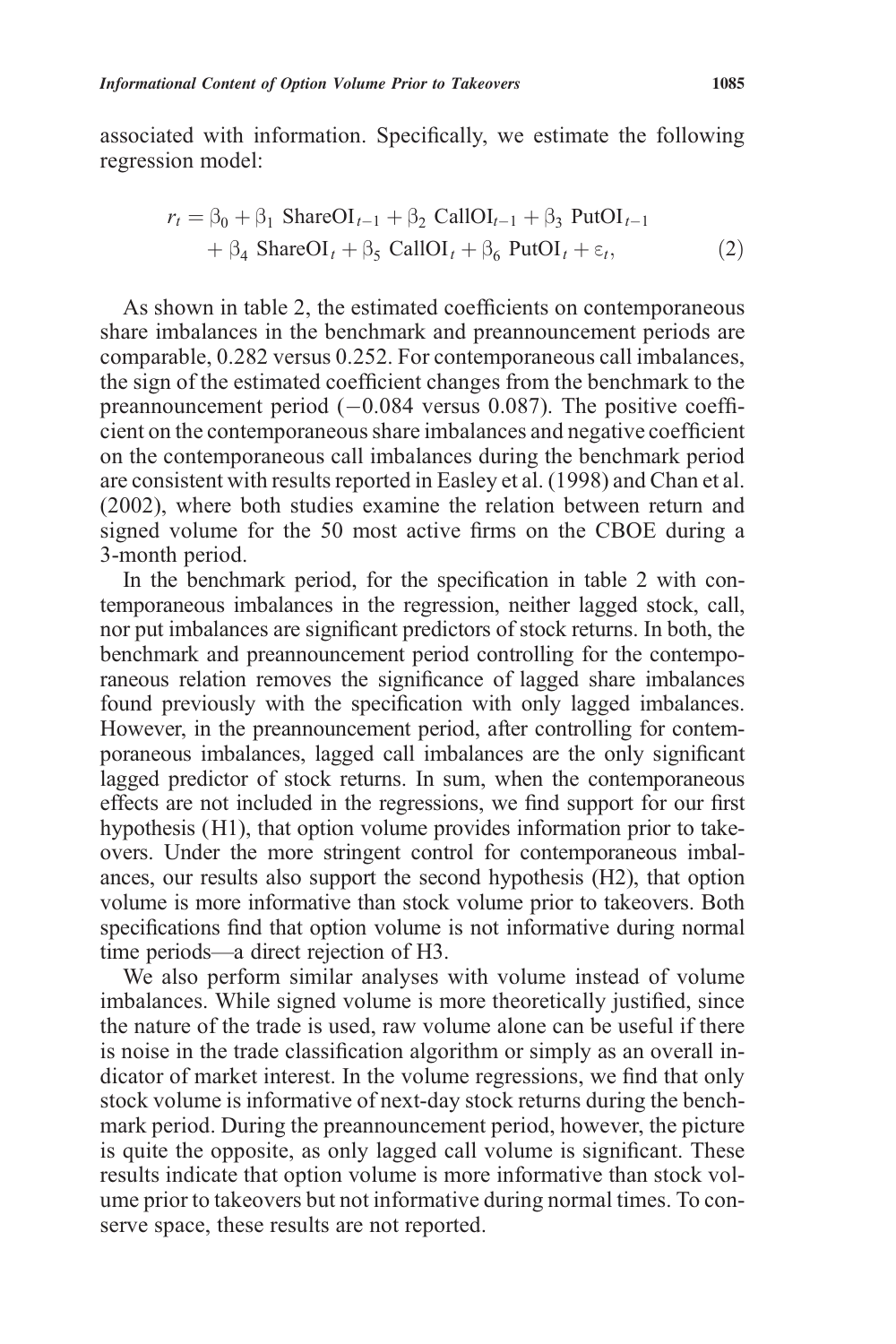associated with information. Specifically, we estimate the following regression model:

$$r_t = \beta_0 + \beta_1 \text{ ShareOI}_{t-1} + \beta_2 \text{ CallOI}_{t-1} + \beta_3 \text{ PutOI}_{t-1} + \beta_4 \text{ ShareOI}_t + \beta_5 \text{ CallOI}_t + \beta_6 \text{ PutOI}_t + \varepsilon_t, \quad (2)$$

As shown in table 2, the estimated coefficients on contemporaneous share imbalances in the benchmark and preannouncement periods are comparable, 0.282 versus 0.252. For contemporaneous call imbalances, the sign of the estimated coefficient changes from the benchmark to the preannouncement period (−0.084 versus 0.087). The positive coefficient on the contemporaneous share imbalances and negative coefficient on the contemporaneous call imbalances during the benchmark period are consistent with results reported in Easley et al. (1998) and Chan et al. (2002), where both studies examine the relation between return and signed volume for the 50 most active firms on the CBOE during a 3-month period.

In the benchmark period, for the specification in table 2 with contemporaneous imbalances in the regression, neither lagged stock, call, nor put imbalances are significant predictors of stock returns. In both, the benchmark and preannouncement period controlling for the contemporaneous relation removes the significance of lagged share imbalances found previously with the specification with only lagged imbalances. However, in the preannouncement period, after controlling for contemporaneous imbalances, lagged call imbalances are the only significant lagged predictor of stock returns. In sum, when the contemporaneous effects are not included in the regressions, we find support for our first hypothesis (H1), that option volume provides information prior to takeovers. Under the more stringent control for contemporaneous imbalances, our results also support the second hypothesis (H2), that option volume is more informative than stock volume prior to takeovers. Both specifications find that option volume is not informative during normal time periods—a direct rejection of H3.

We also perform similar analyses with volume instead of volume imbalances. While signed volume is more theoretically justified, since the nature of the trade is used, raw volume alone can be useful if there is noise in the trade classification algorithm or simply as an overall indicator of market interest. In the volume regressions, we find that only stock volume is informative of next-day stock returns during the benchmark period. During the preannouncement period, however, the picture is quite the opposite, as only lagged call volume is significant. These results indicate that option volume is more informative than stock volume prior to takeovers but not informative during normal times. To conserve space, these results are not reported.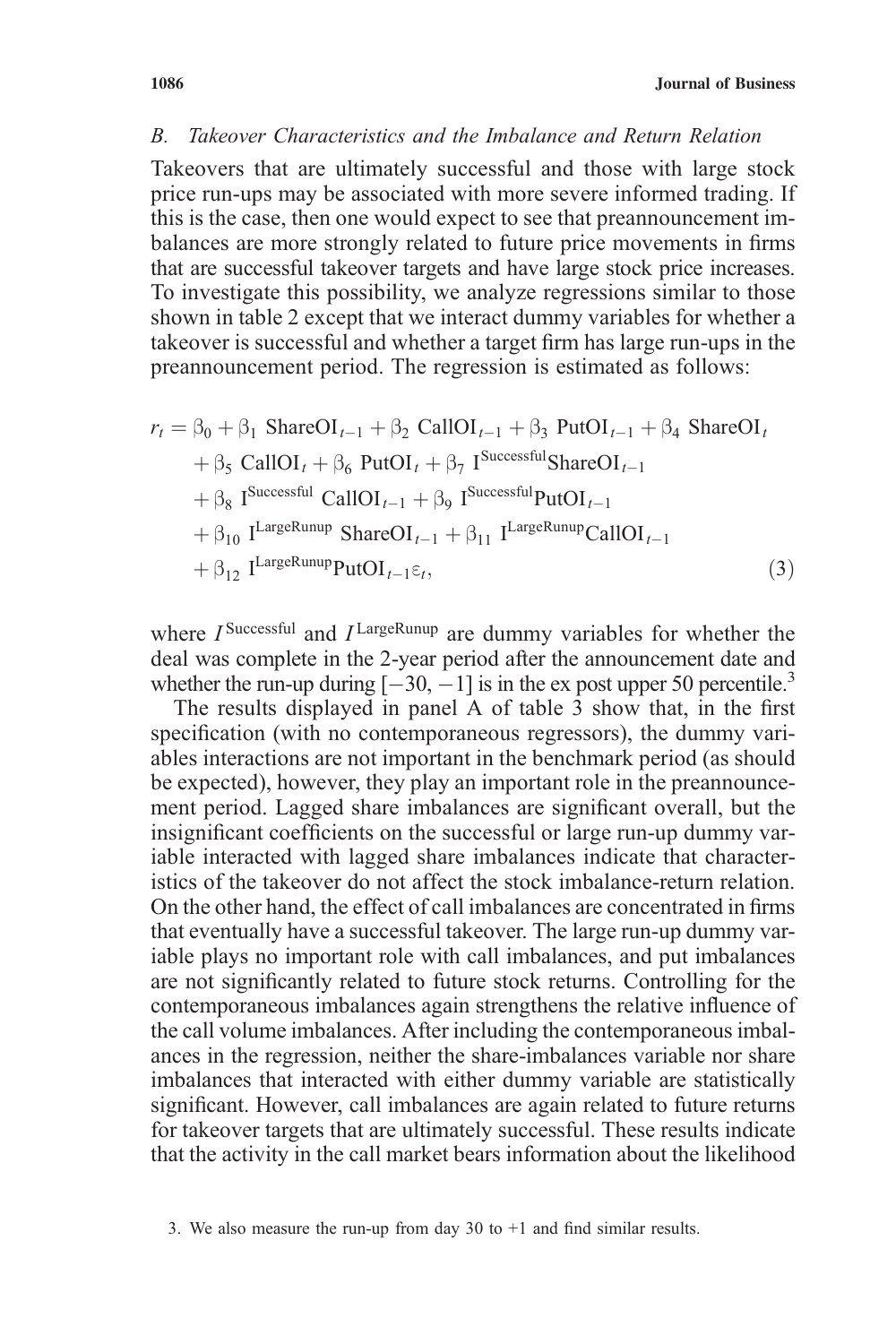### B. Takeover Characteristics and the Imbalance and Return Relation

Takeovers that are ultimately successful and those with large stock price run-ups may be associated with more severe informed trading. If this is the case, then one would expect to see that preannouncement imbalances are more strongly related to future price movements in firms that are successful takeover targets and have large stock price increases. To investigate this possibility, we analyze regressions similar to those shown in table 2 except that we interact dummy variables for whether a takeover is successful and whether a target firm has large run-ups in the preannouncement period. The regression is estimated as follows:

$$
\begin{aligned}
r_t = {} & \beta_0 + \beta_1 \text{ ShareOI}_{t-1} + \beta_2 \text{ CallOI}_{t-1} + \beta_3 \text{ PutOI}_{t-1} + \beta_4 \text{ ShareOI}_t \\
& + \beta_5 \text{ CallOI}_t + \beta_6 \text{ PutOI}_t + \beta_7 \text{ I}^{\text{Successful}}\text{ShareOI}_{t-1} \\
& + \beta_8 \text{ I}^{\text{Successful}} \text{ CallOI}_{t-1} + \beta_9 \text{ I}^{\text{Successful}}\text{PutOI}_{t-1} \\
& + \beta_{10} \text{ I}^{\text{LargeRunup}} \text{ ShareOI}_{t-1} + \beta_{11} \text{ I}^{\text{LargeRunup}}\text{CallOI}_{t-1} \\
& + \beta_{12} \text{ I}^{\text{LargeRunup}}\text{PutOI}_{t-1}\varepsilon_t,
\end{aligned} \tag{3}
$$

where $I^{\text{Successful}}$ and $I^{\text{LargeRunup}}$ are dummy variables for whether the deal was complete in the 2-year period after the announcement date and whether the run-up during $[-30, -1]$ is in the ex post upper 50 percentile.[3]

The results displayed in panel A of table 3 show that, in the first specification (with no contemporaneous regressors), the dummy variables interactions are not important in the benchmark period (as should be expected), however, they play an important role in the preannouncement period. Lagged share imbalances are significant overall, but the insignificant coefficients on the successful or large run-up dummy variable interacted with lagged share imbalances indicate that characteristics of the takeover do not affect the stock imbalance-return relation. On the other hand, the effect of call imbalances are concentrated in firms that eventually have a successful takeover. The large run-up dummy variable plays no important role with call imbalances, and put imbalances are not significantly related to future stock returns. Controlling for the contemporaneous imbalances again strengthens the relative influence of the call volume imbalances. After including the contemporaneous imbalances in the regression, neither the share-imbalances variable nor share imbalances that interacted with either dummy variable are statistically significant. However, call imbalances are again related to future returns for takeover targets that are ultimately successful. These results indicate that the activity in the call market bears information about the likelihood

3. We also measure the run-up from day 30 to +1 and find similar results.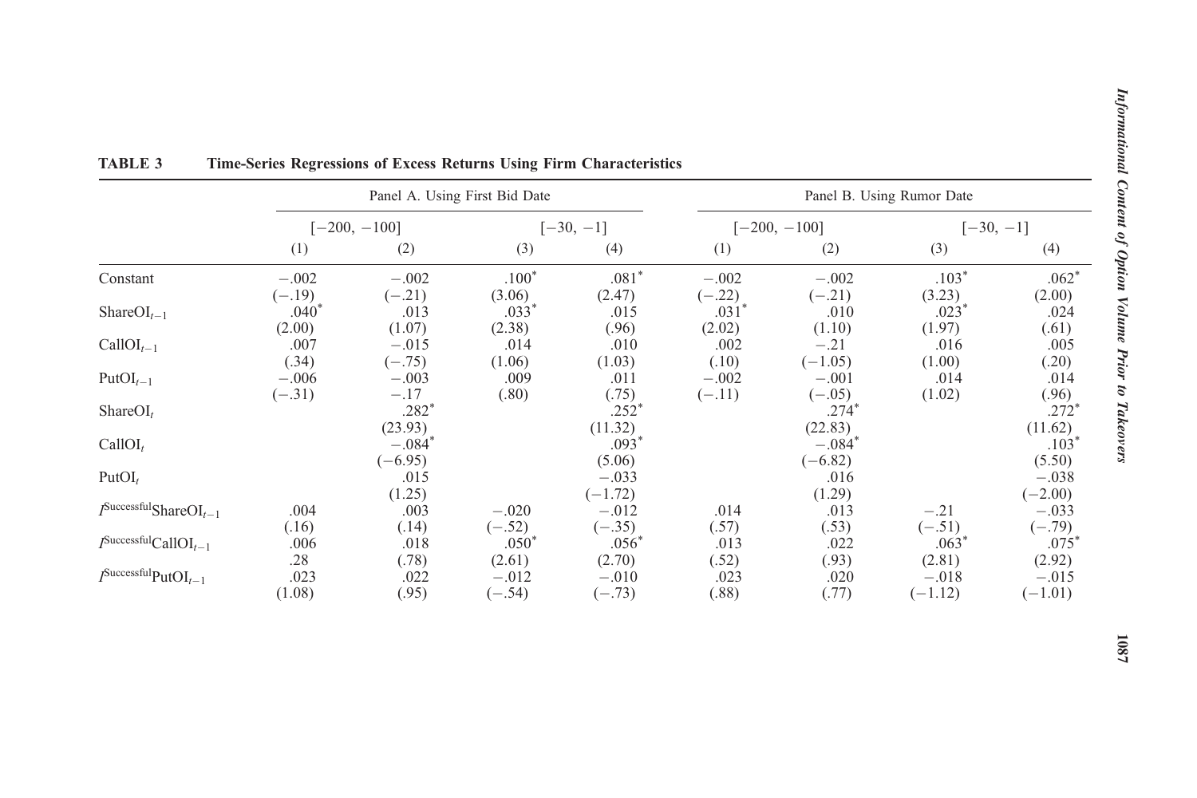**TABLE 3 Time-Series Regressions of Excess Returns Using Firm Characteristics**

| | Panel A. Using First Bid Date | | | | Panel B. Using Rumor Date | | | |
|---|---|---|---|---|---|---|---|---|
| | [−200, −100] | | [−30, −1] | | [−200, −100] | | [−30, −1] | |
| | (1) | (2) | (3) | (4) | (1) | (2) | (3) | (4) |
| Constant | −.002 | −.002 | .100* | .081* | −.002 | −.002 | .103* | .062* |
| | (−.19) | (−.21) | (3.06) | (2.47) | (−.22) | (−.21) | (3.23) | (2.00) |
| $\text{ShareOI}_{t-1}$ | .040* | .013 | .033* | .015 | .031* | .010 | .023* | .024 |
| | (2.00) | (1.07) | (2.38) | (.96) | (2.02) | (1.10) | (1.97) | (.61) |
| $\text{CallOI}_{t-1}$ | .007 | −.015 | .014 | .010 | .002 | −.21 | .016 | .005 |
| | (.34) | (−.75) | (1.06) | (1.03) | (.10) | (−1.05) | (1.00) | (.20) |
| $\text{PutOI}_{t-1}$ | −.006 | −.003 | .009 | .011 | −.002 | −.001 | .014 | .014 |
| | (−.31) | −.17 | (.80) | (.75) | (−.11) | (−.05) | (1.02) | (.96) |
| $\text{ShareOI}_{t}$ | | .282* | | .252* | | .274* | | .272* |
| | | (23.93) | | (11.32) | | (22.83) | | (11.62) |
| $\text{CallOI}_{t}$ | | −.084* | | .093* | | −.084* | | .103* |
| | | (−6.95) | | (5.06) | | (−6.82) | | (5.50) |
| $\text{PutOI}_{t}$ | | .015 | | −.033 | | .016 | | −.038 |
| | | (1.25) | | (−1.72) | | (1.29) | | (−2.00) |
| $I^{\text{Successful}}\text{ShareOI}_{t-1}$ | .004 | .003 | −.020 | −.012 | .014 | .013 | −.21 | −.033 |
| | (.16) | (.14) | (−.52) | (−.35) | (.57) | (.53) | (−.51) | (−.79) |
| $I^{\text{Successful}}\text{CallOI}_{t-1}$ | .006 | .018 | .050* | .056* | .013 | .022 | .063* | .075* |
| | .28 | (.78) | (2.61) | (2.70) | (.52) | (.93) | (2.81) | (2.92) |
| $I^{\text{Successful}}\text{PutOI}_{t-1}$ | .023 | .022 | −.012 | −.010 | .023 | .020 | −.018 | −.015 |
| | (1.08) | (.95) | (−.54) | (−.73) | (.88) | (.77) | (−1.12) | (−1.01) |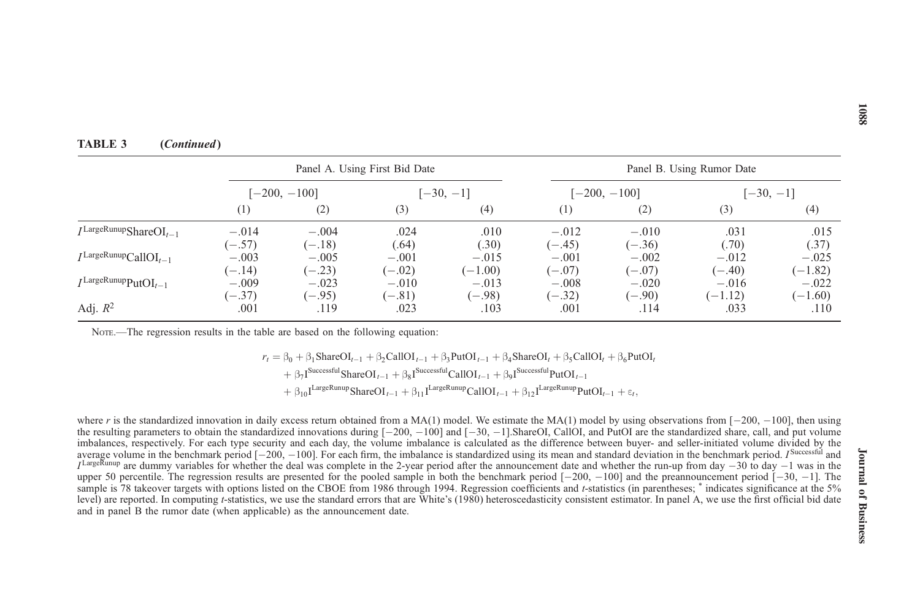**TABLE 3** (*Continued*)

| | Panel A. Using First Bid Date | | | | Panel B. Using Rumor Date | | | |
|---|---|---|---|---|---|---|---|---|
| | [−200, −100] | | [−30, −1] | | [−200, −100] | | [−30, −1] | |
| | (1) | (2) | (3) | (4) | (1) | (2) | (3) | (4) |
| $I^{\text{LargeRunup}}\text{ShareOI}_{t-1}$ | −.014 | −.004 | .024 | .010 | −.012 | −.010 | .031 | .015 |
| | (−.57) | (−.18) | (.64) | (.30) | (−.45) | (−.36) | (.70) | (.37) |
| $I^{\text{LargeRunup}}\text{CallOI}_{t-1}$ | −.003 | −.005 | −.001 | −.015 | −.001 | −.002 | −.012 | −.025 |
| | (−.14) | (−.23) | (−.02) | (−1.00) | (−.07) | (−.07) | (−.40) | (−1.82) |
| $I^{\text{LargeRunup}}\text{PutOI}_{t-1}$ | −.009 | −.023 | −.010 | −.013 | −.008 | −.020 | −.016 | −.022 |
| | (−.37) | (−.95) | (−.81) | (−.98) | (−.32) | (−.90) | (−1.12) | (−1.60) |
| Adj. $R^2$ | .001 | .119 | .023 | .103 | .001 | .114 | .033 | .110 |

Note.—The regression results in the table are based on the following equation:

$$
\begin{aligned}
r_t = {} & \beta_0 + \beta_1 \text{ShareOI}_{t-1} + \beta_2 \text{CallOI}_{t-1} + \beta_3 \text{PutOI}_{t-1} + \beta_4 \text{ShareOI}_t + \beta_5 \text{CallOI}_t + \beta_6 \text{PutOI}_t \\
& + \beta_7 I^{\text{Successful}} \text{ShareOI}_{t-1} + \beta_8 I^{\text{Successful}} \text{CallOI}_{t-1} + \beta_9 I^{\text{Successful}} \text{PutOI}_{t-1} \\
& + \beta_{10} I^{\text{LargeRunup}} \text{ShareOI}_{t-1} + \beta_{11} I^{\text{LargeRunup}} \text{CallOI}_{t-1} + \beta_{12} I^{\text{LargeRunup}} \text{PutOI}_{t-1} + \varepsilon_t,
\end{aligned}
$$

where $r$ is the standardized innovation in daily excess return obtained from a MA(1) model. We estimate the MA(1) model by using observations from [−200, −100], then using the resulting parameters to obtain the standardized innovations during [−200, −100] and [−30, −1].ShareOI, CallOI, and PutOI are the standardized share, call, and put volume imbalances, respectively. For each type security and each day, the volume imbalance is calculated as the difference between buyer- and seller-initiated volume divided by the average volume in the benchmark period [−200, −100]. For each firm, the imbalance is standardized using its mean and standard deviation in the benchmark period. $I^{\text{Successful}}$ and $I^{\text{LargeRunup}}$ are dummy variables for whether the deal was complete in the 2-year period after the announcement date and whether the run-up from day −30 to day −1 was in the upper 50 percentile. The regression results are presented for the pooled sample in both the benchmark period [−200, −100] and the preannouncement period [−30, −1]. The sample is 78 takeover targets with options listed on the CBOE from 1986 through 1994. Regression coefficients and $t$-statistics (in parentheses; * indicates significance at the 5% level) are reported. In computing $t$-statistics, we use the standard errors that are White's (1980) heteroscedasticity consistent estimator. In panel A, we use the first official bid date and in panel B the rumor date (when applicable) as the announcement date.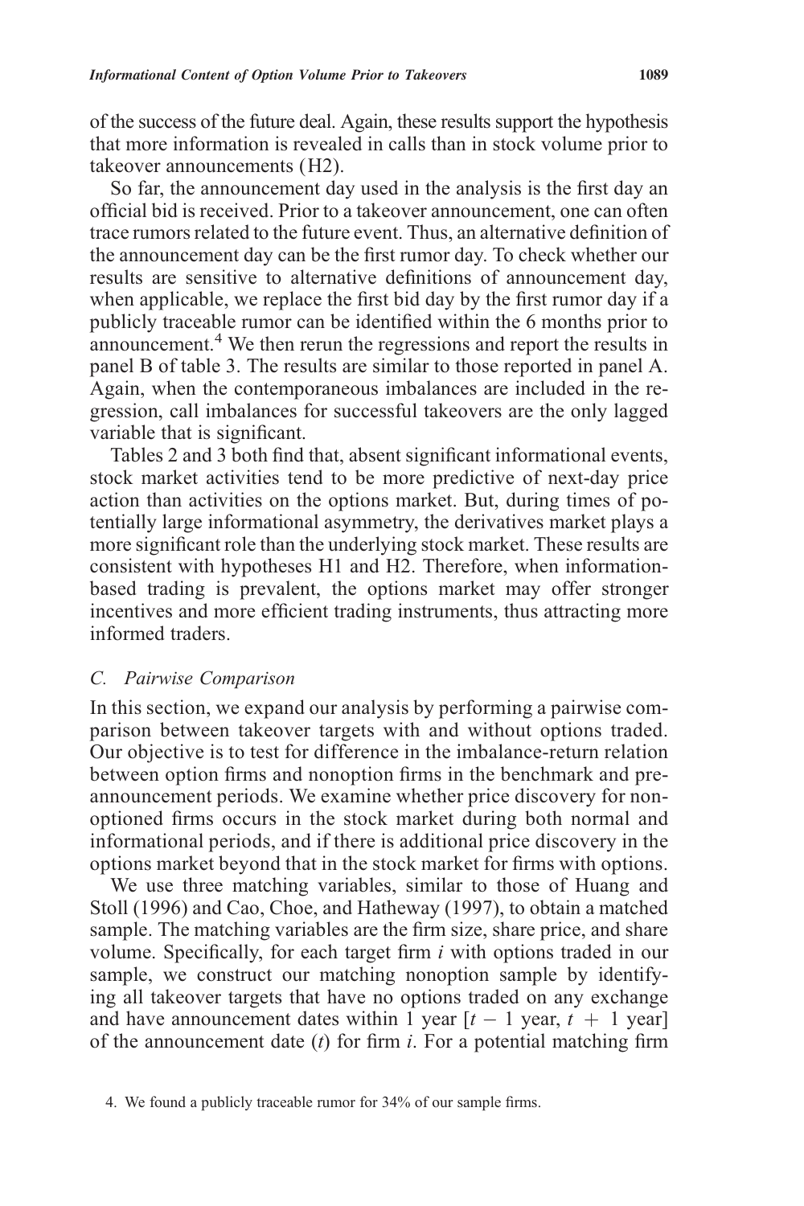of the success of the future deal. Again, these results support the hypothesis that more information is revealed in calls than in stock volume prior to takeover announcements (H2).

So far, the announcement day used in the analysis is the first day an official bid is received. Prior to a takeover announcement, one can often trace rumors related to the future event. Thus, an alternative definition of the announcement day can be the first rumor day. To check whether our results are sensitive to alternative definitions of announcement day, when applicable, we replace the first bid day by the first rumor day if a publicly traceable rumor can be identified within the 6 months prior to announcement.[4] We then rerun the regressions and report the results in panel B of table 3. The results are similar to those reported in panel A. Again, when the contemporaneous imbalances are included in the regression, call imbalances for successful takeovers are the only lagged variable that is significant.

Tables 2 and 3 both find that, absent significant informational events, stock market activities tend to be more predictive of next-day price action than activities on the options market. But, during times of potentially large informational asymmetry, the derivatives market plays a more significant role than the underlying stock market. These results are consistent with hypotheses H1 and H2. Therefore, when information-based trading is prevalent, the options market may offer stronger incentives and more efficient trading instruments, thus attracting more informed traders.

### *C. Pairwise Comparison*

In this section, we expand our analysis by performing a pairwise comparison between takeover targets with and without options traded. Our objective is to test for difference in the imbalance-return relation between option firms and nonoption firms in the benchmark and pre-announcement periods. We examine whether price discovery for non-optioned firms occurs in the stock market during both normal and informational periods, and if there is additional price discovery in the options market beyond that in the stock market for firms with options.

We use three matching variables, similar to those of Huang and Stoll (1996) and Cao, Choe, and Hatheway (1997), to obtain a matched sample. The matching variables are the firm size, share price, and share volume. Specifically, for each target firm $i$ with options traded in our sample, we construct our matching nonoption sample by identifying all takeover targets that have no options traded on any exchange and have announcement dates within 1 year $[t - 1 \text{ year}, t + 1 \text{ year}]$ of the announcement date ($t$) for firm $i$. For a potential matching firm

4. We found a publicly traceable rumor for 34% of our sample firms.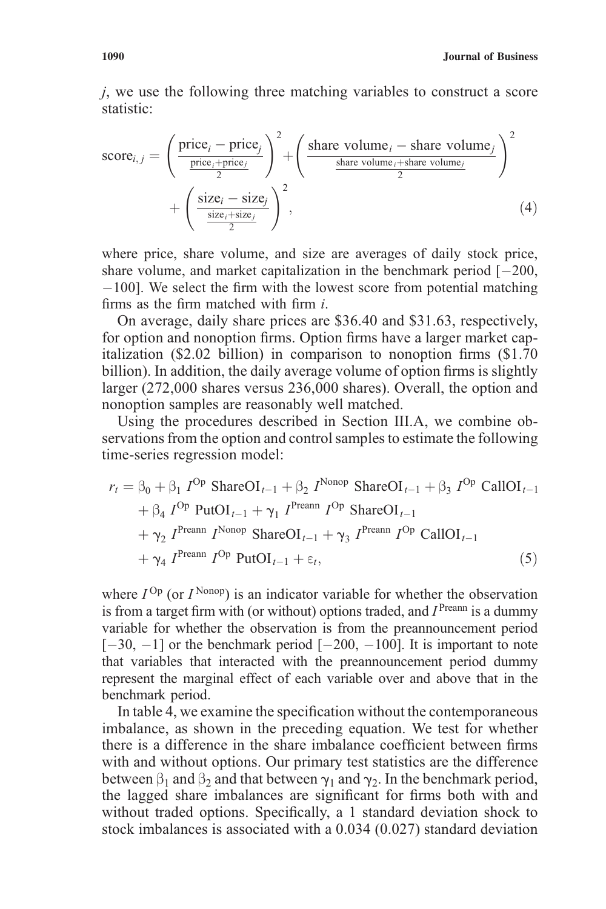*j*, we use the following three matching variables to construct a score statistic:

$$\text{score}_{i,j} = \left( \frac{\text{price}_i - \text{price}_j}{\frac{\text{price}_i + \text{price}_j}{2}} \right)^2 + \left( \frac{\text{share volume}_i - \text{share volume}_j}{\frac{\text{share volume}_i + \text{share volume}_j}{2}} \right)^2 + \left( \frac{\text{size}_i - \text{size}_j}{\frac{\text{size}_i + \text{size}_j}{2}} \right)^2, \tag{4}$$

where price, share volume, and size are averages of daily stock price, share volume, and market capitalization in the benchmark period [−200, −100]. We select the firm with the lowest score from potential matching firms as the firm matched with firm *i*.

On average, daily share prices are \$36.40 and \$31.63, respectively, for option and nonoption firms. Option firms have a larger market capitalization (\$2.02 billion) in comparison to nonoption firms (\$1.70 billion). In addition, the daily average volume of option firms is slightly larger (272,000 shares versus 236,000 shares). Overall, the option and nonoption samples are reasonably well matched.

Using the procedures described in Section III.A, we combine observations from the option and control samples to estimate the following time-series regression model:

$$\begin{aligned} r_t = {} & \beta_0 + \beta_1 \, I^{\text{Op}} \, \text{ShareOI}_{t-1} + \beta_2 \, I^{\text{Nonop}} \, \text{ShareOI}_{t-1} + \beta_3 \, I^{\text{Op}} \, \text{CallOI}_{t-1} \\ & + \beta_4 \, I^{\text{Op}} \, \text{PutOI}_{t-1} + \gamma_1 \, I^{\text{Preann}} \, I^{\text{Op}} \, \text{ShareOI}_{t-1} \\ & + \gamma_2 \, I^{\text{Preann}} \, I^{\text{Nonop}} \, \text{ShareOI}_{t-1} + \gamma_3 \, I^{\text{Preann}} \, I^{\text{Op}} \, \text{CallOI}_{t-1} \\ & + \gamma_4 \, I^{\text{Preann}} \, I^{\text{Op}} \, \text{PutOI}_{t-1} + \varepsilon_t, \end{aligned} \tag{5}$$

where $I^{\text{Op}}$ (or $I^{\text{Nonop}}$) is an indicator variable for whether the observation is from a target firm with (or without) options traded, and $I^{\text{Preann}}$ is a dummy variable for whether the observation is from the preannouncement period [−30, −1] or the benchmark period [−200, −100]. It is important to note that variables that interacted with the preannouncement period dummy represent the marginal effect of each variable over and above that in the benchmark period.

In table 4, we examine the specification without the contemporaneous imbalance, as shown in the preceding equation. We test for whether there is a difference in the share imbalance coefficient between firms with and without options. Our primary test statistics are the difference between $\beta_1$ and $\beta_2$ and that between $\gamma_1$ and $\gamma_2$. In the benchmark period, the lagged share imbalances are significant for firms both with and without traded options. Specifically, a 1 standard deviation shock to stock imbalances is associated with a 0.034 (0.027) standard deviation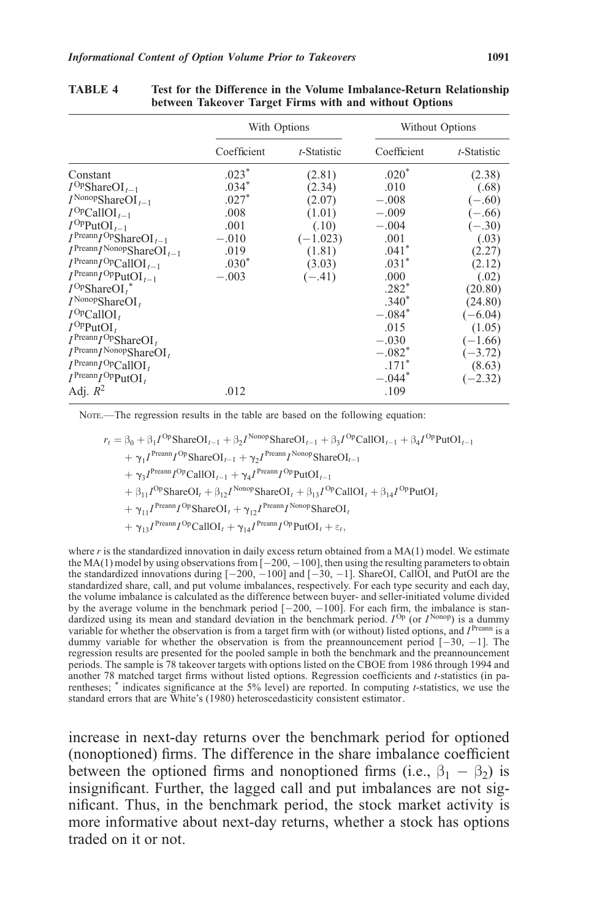**TABLE 4** **Test for the Difference in the Volume Imbalance-Return Relationship between Takeover Target Firms with and without Options**

| | With Options | | Without Options | |
|---|---|---|---|---|
| | Coefficient | *t*-Statistic | Coefficient | *t*-Statistic |
| Constant | .023* | (2.81) | .020* | (2.38) |
| $I^{\text{Op}}\text{ShareOI}_{t-1}$ | .034* | (2.34) | .010 | (.68) |
| $I^{\text{Nonop}}\text{ShareOI}_{t-1}$ | .027* | (2.07) | −.008 | (−.60) |
| $I^{\text{Op}}\text{CallOI}_{t-1}$ | .008 | (1.01) | −.009 | (−.66) |
| $I^{\text{Op}}\text{PutOI}_{t-1}$ | .001 | (.10) | −.004 | (−.30) |
| $I^{\text{Preann}}I^{\text{Op}}\text{ShareOI}_{t-1}$ | −.010 | (−1.023) | .001 | (.03) |
| $I^{\text{Preann}}I^{\text{Nonop}}\text{ShareOI}_{t-1}$ | .019 | (1.81) | .041* | (2.27) |
| $I^{\text{Preann}}I^{\text{Op}}\text{CallOI}_{t-1}$ | .030* | (3.03) | .031* | (2.12) |
| $I^{\text{Preann}}I^{\text{Op}}\text{PutOI}_{t-1}$ | −.003 | (−.41) | .000 | (.02) |
| $I^{\text{Op}}\text{ShareOI}_t$* | | | .282* | (20.80) |
| $I^{\text{Nonop}}\text{ShareOI}_t$ | | | .340* | (24.80) |
| $I^{\text{Op}}\text{CallOI}_t$ | | | −.084* | (−6.04) |
| $I^{\text{Op}}\text{PutOI}_t$ | | | .015 | (1.05) |
| $I^{\text{Preann}}I^{\text{Op}}\text{ShareOI}_t$ | | | −.030 | (−1.66) |
| $I^{\text{Preann}}I^{\text{Nonop}}\text{ShareOI}_t$ | | | −.082* | (−3.72) |
| $I^{\text{Preann}}I^{\text{Op}}\text{CallOI}_t$ | | | .171* | (8.63) |
| $I^{\text{Preann}}I^{\text{Op}}\text{PutOI}_t$ | | | −.044* | (−2.32) |
| Adj. $R^2$ | .012 | | .109 | |

NOTE.—The regression results in the table are based on the following equation:

$$
\begin{aligned}
r_t = {} & \beta_0 + \beta_1 I^{\text{Op}}\text{ShareOI}_{t-1} + \beta_2 I^{\text{Nonop}}\text{ShareOI}_{t-1} + \beta_3 I^{\text{Op}}\text{CallOI}_{t-1} + \beta_4 I^{\text{Op}}\text{PutOI}_{t-1} \\
& + \gamma_1 I^{\text{Preann}} I^{\text{Op}}\text{ShareOI}_{t-1} + \gamma_2 I^{\text{Preann}} I^{\text{Nonop}}\text{ShareOI}_{t-1} \\
& + \gamma_3 I^{\text{Preann}} I^{\text{Op}}\text{CallOI}_{t-1} + \gamma_4 I^{\text{Preann}} I^{\text{Op}}\text{PutOI}_{t-1} \\
& + \beta_{11} I^{\text{Op}}\text{ShareOI}_t + \beta_{12} I^{\text{Nonop}}\text{ShareOI}_t + \beta_{13} I^{\text{Op}}\text{CallOI}_t + \beta_{14} I^{\text{Op}}\text{PutOI}_t \\
& + \gamma_{11} I^{\text{Preann}} I^{\text{Op}}\text{ShareOI}_t + \gamma_{12} I^{\text{Preann}} I^{\text{Nonop}}\text{ShareOI}_t \\
& + \gamma_{13} I^{\text{Preann}} I^{\text{Op}}\text{CallOI}_t + \gamma_{14} I^{\text{Preann}} I^{\text{Op}}\text{PutOI}_t + \varepsilon_t,
\end{aligned}
$$

where $r$ is the standardized innovation in daily excess return obtained from a MA(1) model. We estimate the MA(1) model by using observations from [−200, −100], then using the resulting parameters to obtain the standardized innovations during [−200, −100] and [−30, −1]. ShareOI, CallOI, and PutOI are the standardized share, call, and put volume imbalances, respectively. For each type security and each day, the volume imbalance is calculated as the difference between buyer- and seller-initiated volume divided by the average volume in the benchmark period [−200, −100]. For each firm, the imbalance is standardized using its mean and standard deviation in the benchmark period. $I^{\text{Op}}$ (or $I^{\text{Nonop}}$) is a dummy variable for whether the observation is from a target firm with (or without) listed options, and $I^{\text{Preann}}$ is a dummy variable for whether the observation is from the preannouncement period [−30, −1]. The regression results are presented for the pooled sample in both the benchmark and the preannouncement periods. The sample is 78 takeover targets with options listed on the CBOE from 1986 through 1994 and another 78 matched target firms without listed options. Regression coefficients and *t*-statistics (in parentheses; * indicates significance at the 5% level) are reported. In computing *t*-statistics, we use the standard errors that are White's (1980) heteroscedasticity consistent estimator.

increase in next-day returns over the benchmark period for optioned (nonoptioned) firms. The difference in the share imbalance coefficient between the optioned firms and nonoptioned firms (i.e., $\beta_1 - \beta_2$) is insignificant. Further, the lagged call and put imbalances are not significant. Thus, in the benchmark period, the stock market activity is more informative about next-day returns, whether a stock has options traded on it or not.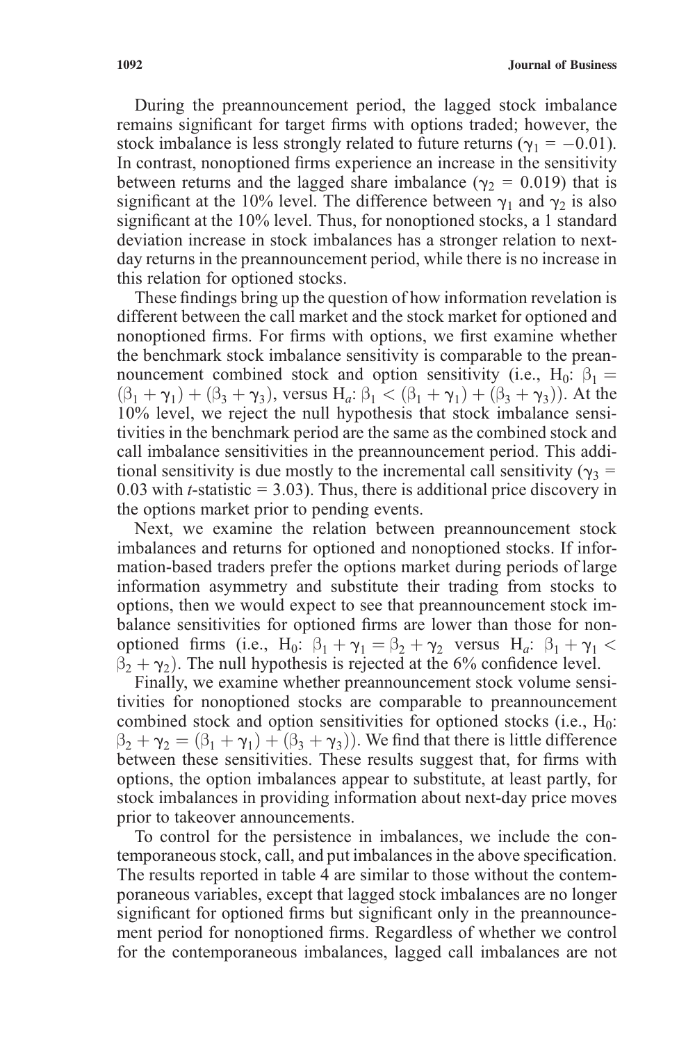During the preannouncement period, the lagged stock imbalance remains significant for target firms with options traded; however, the stock imbalance is less strongly related to future returns ($\gamma_1 = -0.01$). In contrast, nonoptioned firms experience an increase in the sensitivity between returns and the lagged share imbalance ($\gamma_2 = 0.019$) that is significant at the 10% level. The difference between $\gamma_1$ and $\gamma_2$ is also significant at the 10% level. Thus, for nonoptioned stocks, a 1 standard deviation increase in stock imbalances has a stronger relation to next-day returns in the preannouncement period, while there is no increase in this relation for optioned stocks.

These findings bring up the question of how information revelation is different between the call market and the stock market for optioned and nonoptioned firms. For firms with options, we first examine whether the benchmark stock imbalance sensitivity is comparable to the preannouncement combined stock and option sensitivity (i.e., $H_0$: $\beta_1 = (\beta_1 + \gamma_1) + (\beta_3 + \gamma_3)$, versus $H_a$: $\beta_1 < (\beta_1 + \gamma_1) + (\beta_3 + \gamma_3)$). At the 10% level, we reject the null hypothesis that stock imbalance sensitivities in the benchmark period are the same as the combined stock and call imbalance sensitivities in the preannouncement period. This additional sensitivity is due mostly to the incremental call sensitivity ($\gamma_3 = 0.03$ with $t$-statistic $= 3.03$). Thus, there is additional price discovery in the options market prior to pending events.

Next, we examine the relation between preannouncement stock imbalances and returns for optioned and nonoptioned stocks. If information-based traders prefer the options market during periods of large information asymmetry and substitute their trading from stocks to options, then we would expect to see that preannouncement stock imbalance sensitivities for optioned firms are lower than those for nonoptioned firms (i.e., $H_0$: $\beta_1 + \gamma_1 = \beta_2 + \gamma_2$ versus $H_a$: $\beta_1 + \gamma_1 < \beta_2 + \gamma_2$). The null hypothesis is rejected at the 6% confidence level.

Finally, we examine whether preannouncement stock volume sensitivities for nonoptioned stocks are comparable to preannouncement combined stock and option sensitivities for optioned stocks (i.e., $H_0$: $\beta_2 + \gamma_2 = (\beta_1 + \gamma_1) + (\beta_3 + \gamma_3)$). We find that there is little difference between these sensitivities. These results suggest that, for firms with options, the option imbalances appear to substitute, at least partly, for stock imbalances in providing information about next-day price moves prior to takeover announcements.

To control for the persistence in imbalances, we include the contemporaneous stock, call, and put imbalances in the above specification. The results reported in table 4 are similar to those without the contemporaneous variables, except that lagged stock imbalances are no longer significant for optioned firms but significant only in the preannouncement period for nonoptioned firms. Regardless of whether we control for the contemporaneous imbalances, lagged call imbalances are not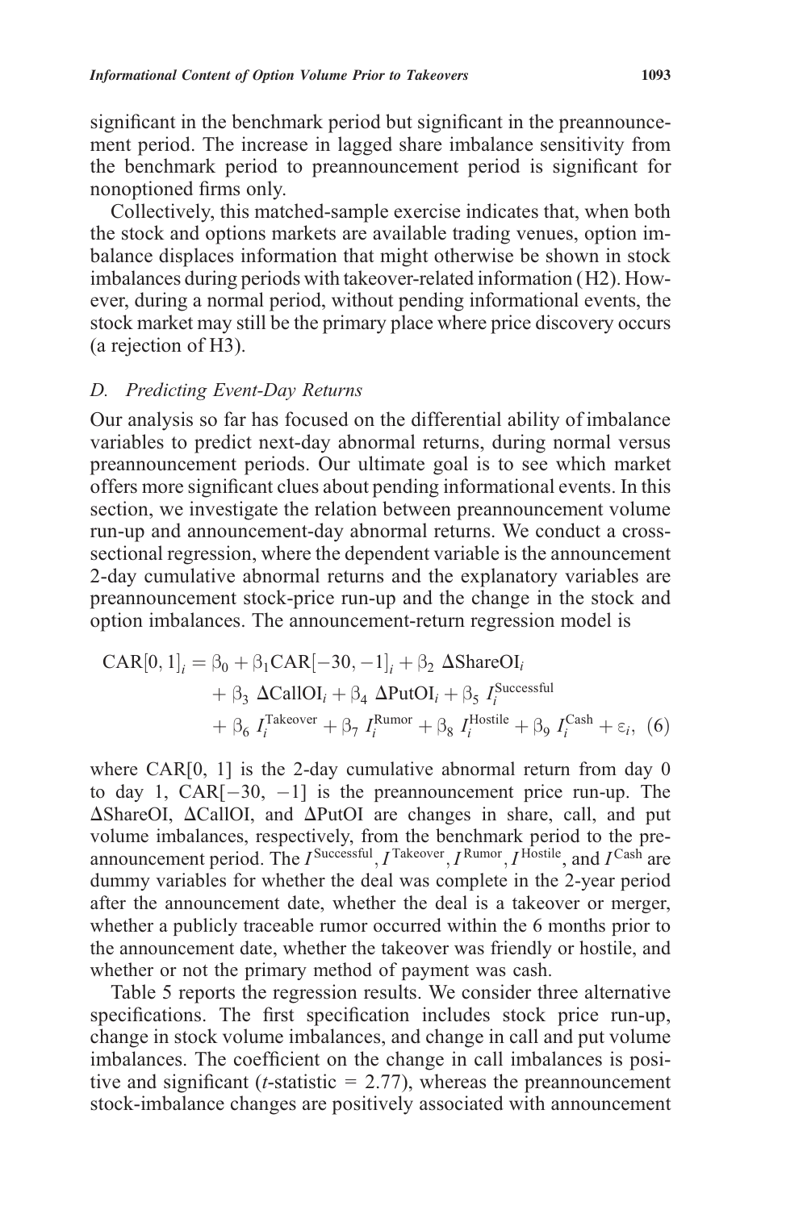significant in the benchmark period but significant in the preannouncement period. The increase in lagged share imbalance sensitivity from the benchmark period to preannouncement period is significant for nonoptioned firms only.

Collectively, this matched-sample exercise indicates that, when both the stock and options markets are available trading venues, option imbalance displaces information that might otherwise be shown in stock imbalances during periods with takeover-related information (H2). However, during a normal period, without pending informational events, the stock market may still be the primary place where price discovery occurs (a rejection of H3).

### D. *Predicting Event-Day Returns*

Our analysis so far has focused on the differential ability of imbalance variables to predict next-day abnormal returns, during normal versus preannouncement periods. Our ultimate goal is to see which market offers more significant clues about pending informational events. In this section, we investigate the relation between preannouncement volume run-up and announcement-day abnormal returns. We conduct a cross-sectional regression, where the dependent variable is the announcement 2-day cumulative abnormal returns and the explanatory variables are preannouncement stock-price run-up and the change in the stock and option imbalances. The announcement-return regression model is

$$\begin{aligned}\text{CAR}[0,1]_i = {} & \beta_0 + \beta_1 \text{CAR}[-30,-1]_i + \beta_2\ \Delta\text{ShareOI}_i \\ & + \beta_3\ \Delta\text{CallOI}_i + \beta_4\ \Delta\text{PutOI}_i + \beta_5\ I_i^{\text{Successful}} \\ & + \beta_6\ I_i^{\text{Takeover}} + \beta_7\ I_i^{\text{Rumor}} + \beta_8\ I_i^{\text{Hostile}} + \beta_9\ I_i^{\text{Cash}} + \varepsilon_i, \quad (6)\end{aligned}$$

where CAR[0, 1] is the 2-day cumulative abnormal return from day 0 to day 1, CAR[−30, −1] is the preannouncement price run-up. The ΔShareOI, ΔCallOI, and ΔPutOI are changes in share, call, and put volume imbalances, respectively, from the benchmark period to the preannouncement period. The $I^{\text{Successful}}$, $I^{\text{Takeover}}$, $I^{\text{Rumor}}$, $I^{\text{Hostile}}$, and $I^{\text{Cash}}$ are dummy variables for whether the deal was complete in the 2-year period after the announcement date, whether the deal is a takeover or merger, whether a publicly traceable rumor occurred within the 6 months prior to the announcement date, whether the takeover was friendly or hostile, and whether or not the primary method of payment was cash.

Table 5 reports the regression results. We consider three alternative specifications. The first specification includes stock price run-up, change in stock volume imbalances, and change in call and put volume imbalances. The coefficient on the change in call imbalances is positive and significant ($t$-statistic = 2.77), whereas the preannouncement stock-imbalance changes are positively associated with announcement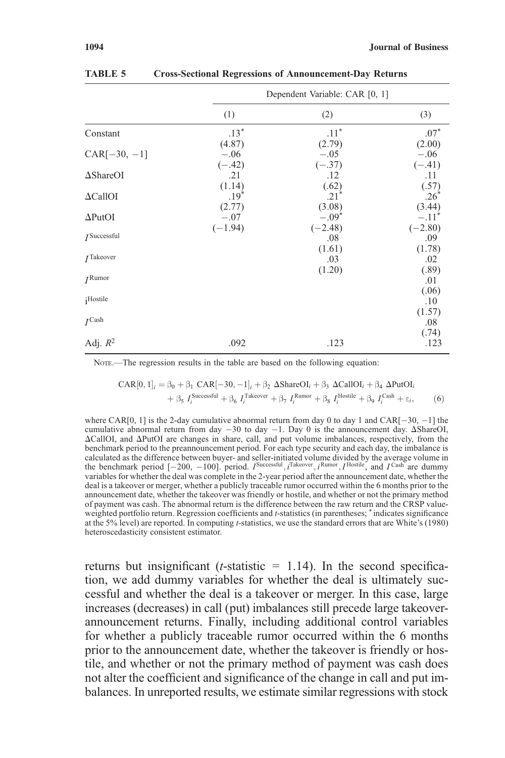**TABLE 5 Cross-Sectional Regressions of Announcement-Day Returns**

| | Dependent Variable: CAR [0, 1] | | |
|---|---|---|---|
| | (1) | (2) | (3) |
| Constant | .13* | .11* | .07* |
| | (4.87) | (2.79) | (2.00) |
| CAR[−30, −1] | −.06 | −.05 | −.06 |
| | (−.42) | (−.37) | (−.41) |
| ΔShareOI | .21 | .12 | .11 |
| | (1.14) | (.62) | (.57) |
| ΔCallOI | .19* | .21* | .26* |
| | (2.77) | (3.08) | (3.44) |
| ΔPutOI | −.07 | −.09* | −.11* |
| | (−1.94) | (−2.48) | (−2.80) |
| $I^{\text{Successful}}$ | | .08 | .09 |
| | | (1.61) | (1.78) |
| $I^{\text{Takeover}}$ | | .03 | .02 |
| | | (1.20) | (.89) |
| $I^{\text{Rumor}}$ | | | .01 |
| | | | (.06) |
| $i^{\text{Hostile}}$ | | | .10 |
| | | | (1.57) |
| $I^{\text{Cash}}$ | | | .08 |
| | | | (.74) |
| Adj. $R^2$ | .092 | .123 | .123 |

Note.—The regression results in the table are based on the following equation:

$$\text{CAR}[0,1]_i = \beta_0 + \beta_1\ \text{CAR}[-30,-1]_i + \beta_2\ \Delta\text{ShareOI}_i + \beta_3\ \Delta\text{CallOI}_i + \beta_4\ \Delta\text{PutOI}_i + \beta_5\ I_i^{\text{Successful}} + \beta_6\ I_i^{\text{Takeover}} + \beta_7\ I_i^{\text{Rumor}} + \beta_8\ I_i^{\text{Hostile}} + \beta_9\ I_i^{\text{Cash}} + \varepsilon_i, \tag{6}$$

where CAR[0, 1] is the 2-day cumulative abnormal return from day 0 to day 1 and CAR[−30, −1] the cumulative abnormal return from day −30 to day −1. Day 0 is the announcement day. ΔShareOI, ΔCallOI, and ΔPutOI are changes in share, call, and put volume imbalances, respectively, from the benchmark period to the preannouncement period. For each type security and each day, the imbalance is calculated as the difference between buyer- and seller-initiated volume divided by the average volume in the benchmark period [−200, −100]. period. $I^{\text{Successful}}$, $i^{\text{Takeover}}$, $i^{\text{Rumor}}$, $I^{\text{Hostile}}$, and $I^{\text{Cash}}$ are dummy variables for whether the deal was complete in the 2-year period after the announcement date, whether the deal is a takeover or merger, whether a publicly traceable rumor occurred within the 6 months prior to the announcement date, whether the takeover was friendly or hostile, and whether or not the primary method of payment was cash. The abnormal return is the difference between the raw return and the CRSP value-weighted portfolio return. Regression coefficients and *t*-statistics (in parentheses; * indicates significance at the 5% level) are reported. In computing *t*-statistics, we use the standard errors that are White's (1980) heteroscedasticity consistent estimator.

returns but insignificant (*t*-statistic = 1.14). In the second specification, we add dummy variables for whether the deal is ultimately successful and whether the deal is a takeover or merger. In this case, large increases (decreases) in call (put) imbalances still precede large takeover-announcement returns. Finally, including additional control variables for whether a publicly traceable rumor occurred within the 6 months prior to the announcement date, whether the takeover is friendly or hostile, and whether or not the primary method of payment was cash does not alter the coefficient and significance of the change in call and put imbalances. In unreported results, we estimate similar regressions with stock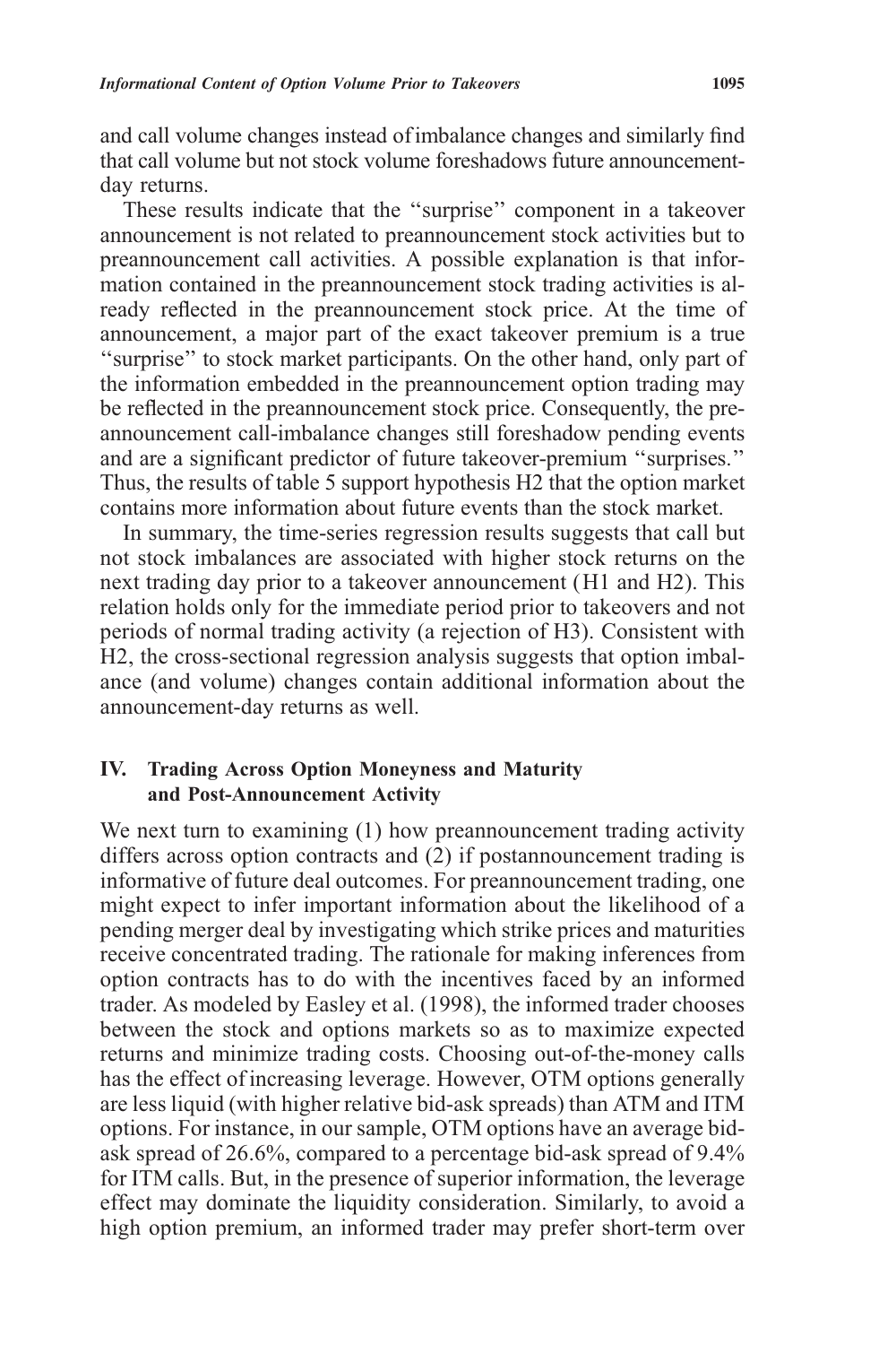and call volume changes instead of imbalance changes and similarly find that call volume but not stock volume foreshadows future announcement-day returns.

These results indicate that the "surprise" component in a takeover announcement is not related to preannouncement stock activities but to preannouncement call activities. A possible explanation is that information contained in the preannouncement stock trading activities is already reflected in the preannouncement stock price. At the time of announcement, a major part of the exact takeover premium is a true "surprise" to stock market participants. On the other hand, only part of the information embedded in the preannouncement option trading may be reflected in the preannouncement stock price. Consequently, the preannouncement call-imbalance changes still foreshadow pending events and are a significant predictor of future takeover-premium "surprises." Thus, the results of table 5 support hypothesis H2 that the option market contains more information about future events than the stock market.

In summary, the time-series regression results suggests that call but not stock imbalances are associated with higher stock returns on the next trading day prior to a takeover announcement (H1 and H2). This relation holds only for the immediate period prior to takeovers and not periods of normal trading activity (a rejection of H3). Consistent with H2, the cross-sectional regression analysis suggests that option imbalance (and volume) changes contain additional information about the announcement-day returns as well.

## IV. Trading Across Option Moneyness and Maturity and Post-Announcement Activity

We next turn to examining (1) how preannouncement trading activity differs across option contracts and (2) if postannouncement trading is informative of future deal outcomes. For preannouncement trading, one might expect to infer important information about the likelihood of a pending merger deal by investigating which strike prices and maturities receive concentrated trading. The rationale for making inferences from option contracts has to do with the incentives faced by an informed trader. As modeled by Easley et al. (1998), the informed trader chooses between the stock and options markets so as to maximize expected returns and minimize trading costs. Choosing out-of-the-money calls has the effect of increasing leverage. However, OTM options generally are less liquid (with higher relative bid-ask spreads) than ATM and ITM options. For instance, in our sample, OTM options have an average bid-ask spread of 26.6%, compared to a percentage bid-ask spread of 9.4% for ITM calls. But, in the presence of superior information, the leverage effect may dominate the liquidity consideration. Similarly, to avoid a high option premium, an informed trader may prefer short-term over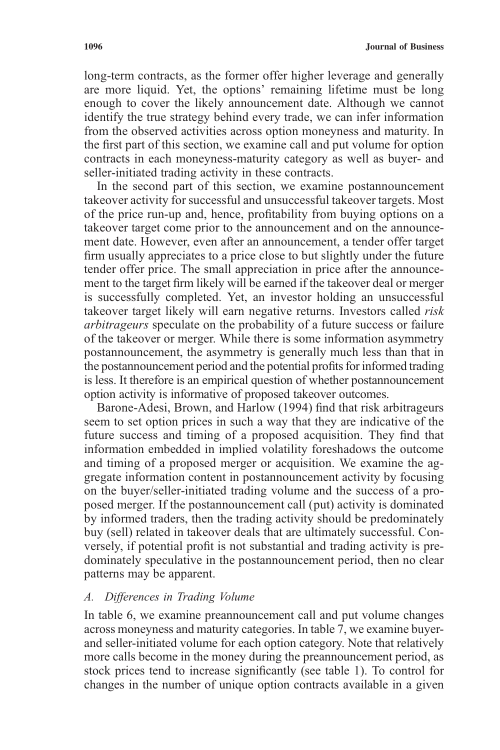long-term contracts, as the former offer higher leverage and generally are more liquid. Yet, the options' remaining lifetime must be long enough to cover the likely announcement date. Although we cannot identify the true strategy behind every trade, we can infer information from the observed activities across option moneyness and maturity. In the first part of this section, we examine call and put volume for option contracts in each moneyness-maturity category as well as buyer- and seller-initiated trading activity in these contracts.

In the second part of this section, we examine postannouncement takeover activity for successful and unsuccessful takeover targets. Most of the price run-up and, hence, profitability from buying options on a takeover target come prior to the announcement and on the announcement date. However, even after an announcement, a tender offer target firm usually appreciates to a price close to but slightly under the future tender offer price. The small appreciation in price after the announcement to the target firm likely will be earned if the takeover deal or merger is successfully completed. Yet, an investor holding an unsuccessful takeover target likely will earn negative returns. Investors called *risk arbitrageurs* speculate on the probability of a future success or failure of the takeover or merger. While there is some information asymmetry postannouncement, the asymmetry is generally much less than that in the postannouncement period and the potential profits for informed trading is less. It therefore is an empirical question of whether postannouncement option activity is informative of proposed takeover outcomes.

Barone-Adesi, Brown, and Harlow (1994) find that risk arbitrageurs seem to set option prices in such a way that they are indicative of the future success and timing of a proposed acquisition. They find that information embedded in implied volatility foreshadows the outcome and timing of a proposed merger or acquisition. We examine the aggregate information content in postannouncement activity by focusing on the buyer/seller-initiated trading volume and the success of a proposed merger. If the postannouncement call (put) activity is dominated by informed traders, then the trading activity should be predominately buy (sell) related in takeover deals that are ultimately successful. Conversely, if potential profit is not substantial and trading activity is predominately speculative in the postannouncement period, then no clear patterns may be apparent.

### *A. Differences in Trading Volume*

In table 6, we examine preannouncement call and put volume changes across moneyness and maturity categories. In table 7, we examine buyer- and seller-initiated volume for each option category. Note that relatively more calls become in the money during the preannouncement period, as stock prices tend to increase significantly (see table 1). To control for changes in the number of unique option contracts available in a given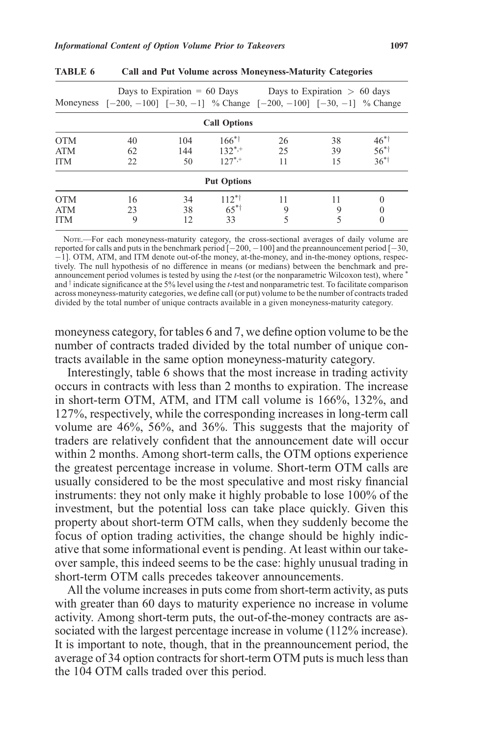**TABLE 6 Call and Put Volume across Moneyness-Maturity Categories**

| Moneyness | Days to Expiration = 60 Days [−200, −100] | [−30, −1] | % Change | Days to Expiration > 60 days [−200, −100] | [−30, −1] | % Change |
|---|---|---|---|---|---|---|
| **Call Options** | | | | | | |
| OTM | 40 | 104 | 166*† | 26 | 38 | 46*† |
| ATM | 62 | 144 | 132*,+ | 25 | 39 | 56*† |
| ITM | 22 | 50 | 127*,+ | 11 | 15 | 36*† |
| **Put Options** | | | | | | |
| OTM | 16 | 34 | 112*† | 11 | 11 | 0 |
| ATM | 23 | 38 | 65*† | 9 | 9 | 0 |
| ITM | 9 | 12 | 33 | 5 | 5 | 0 |

Note.—For each moneyness-maturity category, the cross-sectional averages of daily volume are reported for calls and puts in the benchmark period [−200, −100] and the preannouncement period [−30, −1]. OTM, ATM, and ITM denote out-of-the money, at-the-money, and in-the-money options, respectively. The null hypothesis of no difference in means (or medians) between the benchmark and preannouncement period volumes is tested by using the *t*-test (or the nonparametric Wilcoxon test), where * and † indicate significance at the 5% level using the *t*-test and nonparametric test. To facilitate comparison across moneyness-maturity categories, we define call (or put) volume to be the number of contracts traded divided by the total number of unique contracts available in a given moneyness-maturity category.

moneyness category, for tables 6 and 7, we define option volume to be the number of contracts traded divided by the total number of unique contracts available in the same option moneyness-maturity category.

Interestingly, table 6 shows that the most increase in trading activity occurs in contracts with less than 2 months to expiration. The increase in short-term OTM, ATM, and ITM call volume is 166%, 132%, and 127%, respectively, while the corresponding increases in long-term call volume are 46%, 56%, and 36%. This suggests that the majority of traders are relatively confident that the announcement date will occur within 2 months. Among short-term calls, the OTM options experience the greatest percentage increase in volume. Short-term OTM calls are usually considered to be the most speculative and most risky financial instruments: they not only make it highly probable to lose 100% of the investment, but the potential loss can take place quickly. Given this property about short-term OTM calls, when they suddenly become the focus of option trading activities, the change should be highly indicative that some informational event is pending. At least within our takeover sample, this indeed seems to be the case: highly unusual trading in short-term OTM calls precedes takeover announcements.

All the volume increases in puts come from short-term activity, as puts with greater than 60 days to maturity experience no increase in volume activity. Among short-term puts, the out-of-the-money contracts are associated with the largest percentage increase in volume (112% increase). It is important to note, though, that in the preannouncement period, the average of 34 option contracts for short-term OTM puts is much less than the 104 OTM calls traded over this period.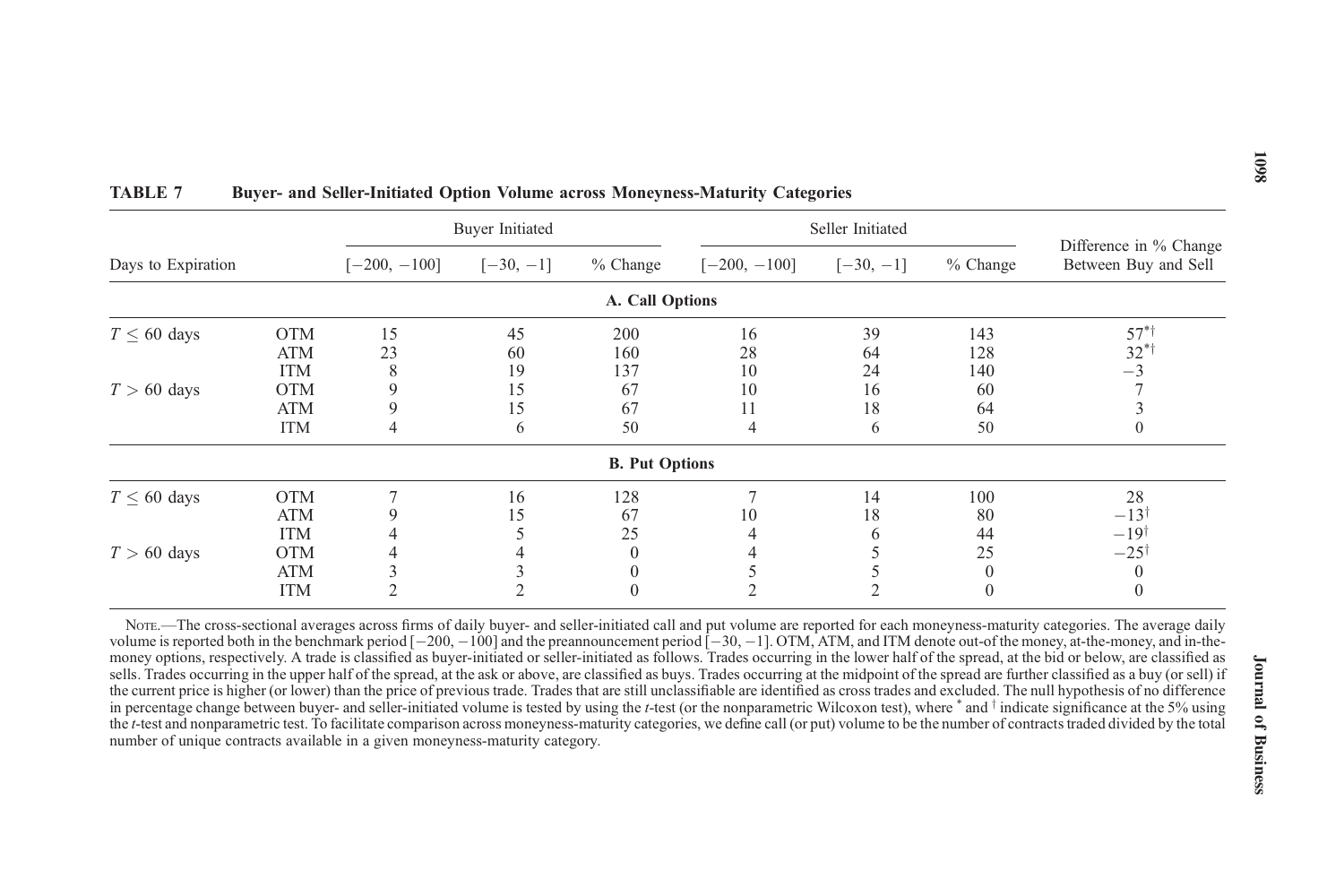**TABLE 7 Buyer- and Seller-Initiated Option Volume across Moneyness-Maturity Categories**

| Days to Expiration | | Buyer Initiated | | | Seller Initiated | | | Difference in % Change Between Buy and Sell |
|---|---|---|---|---|---|---|---|---|
| | | [−200, −100] | [−30, −1] | % Change | [−200, −100] | [−30, −1] | % Change | |
| **A. Call Options** | | | | | | | | |
| $T \leq 60$ days | OTM | 15 | 45 | 200 | 16 | 39 | 143 | 57*† |
| | ATM | 23 | 60 | 160 | 28 | 64 | 128 | 32*† |
| | ITM | 8 | 19 | 137 | 10 | 24 | 140 | −3 |
| $T > 60$ days | OTM | 9 | 15 | 67 | 10 | 16 | 60 | 7 |
| | ATM | 9 | 15 | 67 | 11 | 18 | 64 | 3 |
| | ITM | 4 | 6 | 50 | 4 | 6 | 50 | 0 |
| **B. Put Options** | | | | | | | | |
| $T \leq 60$ days | OTM | 7 | 16 | 128 | 7 | 14 | 100 | 28 |
| | ATM | 9 | 15 | 67 | 10 | 18 | 80 | −13† |
| | ITM | 4 | 5 | 25 | 4 | 6 | 44 | −19† |
| $T > 60$ days | OTM | 4 | 4 | 0 | 4 | 5 | 25 | −25† |
| | ATM | 3 | 3 | 0 | 5 | 5 | 0 | 0 |
| | ITM | 2 | 2 | 0 | 2 | 2 | 0 | 0 |

NOTE.—The cross-sectional averages across firms of daily buyer- and seller-initiated call and put volume are reported for each moneyness-maturity categories. The average daily volume is reported both in the benchmark period [−200, −100] and the preannouncement period [−30, −1]. OTM, ATM, and ITM denote out-of the money, at-the-money, and in-the-money options, respectively. A trade is classified as buyer-initiated or seller-initiated as follows. Trades occurring in the lower half of the spread, at the bid or below, are classified as sells. Trades occurring in the upper half of the spread, at the ask or above, are classified as buys. Trades occurring at the midpoint of the spread are further classified as a buy (or sell) if the current price is higher (or lower) than the price of previous trade. Trades that are still unclassifiable are identified as cross trades and excluded. The null hypothesis of no difference in percentage change between buyer- and seller-initiated volume is tested by using the *t*-test (or the nonparametric Wilcoxon test), where * and † indicate significance at the 5% using the *t*-test and nonparametric test. To facilitate comparison across moneyness-maturity categories, we define call (or put) volume to be the number of contracts traded divided by the total number of unique contracts available in a given moneyness-maturity category.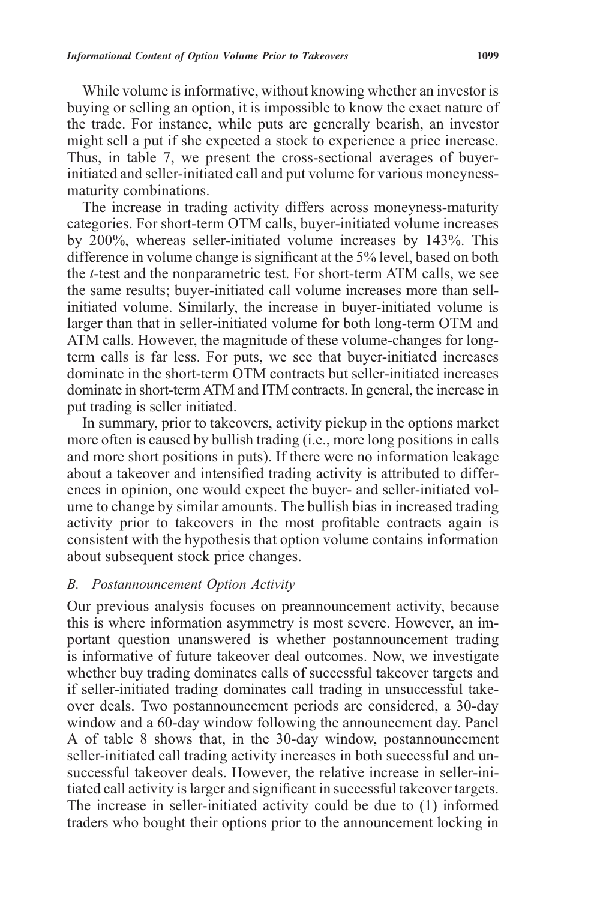While volume is informative, without knowing whether an investor is buying or selling an option, it is impossible to know the exact nature of the trade. For instance, while puts are generally bearish, an investor might sell a put if she expected a stock to experience a price increase. Thus, in table 7, we present the cross-sectional averages of buyer-initiated and seller-initiated call and put volume for various moneyness-maturity combinations.

The increase in trading activity differs across moneyness-maturity categories. For short-term OTM calls, buyer-initiated volume increases by 200%, whereas seller-initiated volume increases by 143%. This difference in volume change is significant at the 5% level, based on both the *t*-test and the nonparametric test. For short-term ATM calls, we see the same results; buyer-initiated call volume increases more than sell-initiated volume. Similarly, the increase in buyer-initiated volume is larger than that in seller-initiated volume for both long-term OTM and ATM calls. However, the magnitude of these volume-changes for long-term calls is far less. For puts, we see that buyer-initiated increases dominate in the short-term OTM contracts but seller-initiated increases dominate in short-term ATM and ITM contracts. In general, the increase in put trading is seller initiated.

In summary, prior to takeovers, activity pickup in the options market more often is caused by bullish trading (i.e., more long positions in calls and more short positions in puts). If there were no information leakage about a takeover and intensified trading activity is attributed to differences in opinion, one would expect the buyer- and seller-initiated volume to change by similar amounts. The bullish bias in increased trading activity prior to takeovers in the most profitable contracts again is consistent with the hypothesis that option volume contains information about subsequent stock price changes.

### *B. Postannouncement Option Activity*

Our previous analysis focuses on preannouncement activity, because this is where information asymmetry is most severe. However, an important question unanswered is whether postannouncement trading is informative of future takeover deal outcomes. Now, we investigate whether buy trading dominates calls of successful takeover targets and if seller-initiated trading dominates call trading in unsuccessful takeover deals. Two postannouncement periods are considered, a 30-day window and a 60-day window following the announcement day. Panel A of table 8 shows that, in the 30-day window, postannouncement seller-initiated call trading activity increases in both successful and unsuccessful takeover deals. However, the relative increase in seller-initiated call activity is larger and significant in successful takeover targets. The increase in seller-initiated activity could be due to (1) informed traders who bought their options prior to the announcement locking in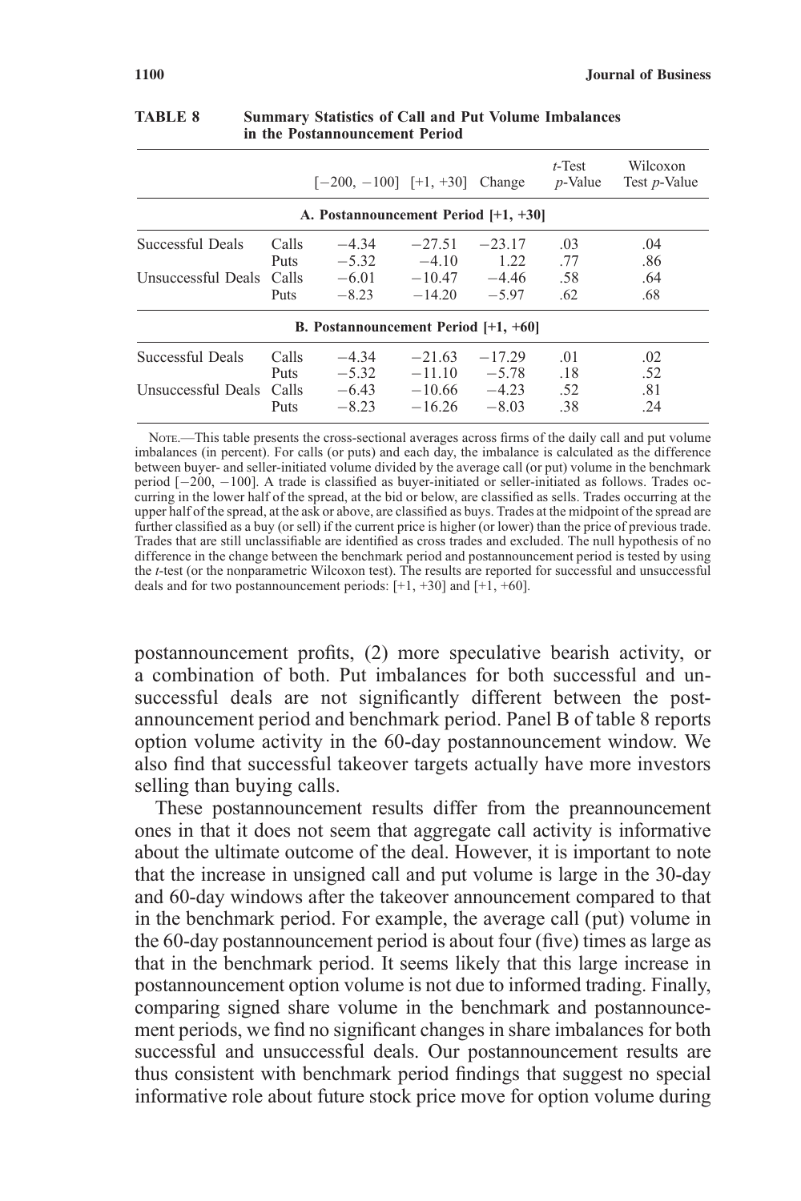**TABLE 8 Summary Statistics of Call and Put Volume Imbalances in the Postannouncement Period**

| | | [−200, −100] | [+1, +30] | Change | *t*-Test *p*-Value | Wilcoxon Test *p*-Value |
|---|---|---|---|---|---|---|
| **A. Postannouncement Period [+1, +30]** | | | | | | |
| Successful Deals | Calls | −4.34 | −27.51 | −23.17 | .03 | .04 |
| | Puts | −5.32 | −4.10 | 1.22 | .77 | .86 |
| Unsuccessful Deals | Calls | −6.01 | −10.47 | −4.46 | .58 | .64 |
| | Puts | −8.23 | −14.20 | −5.97 | .62 | .68 |
| **B. Postannouncement Period [+1, +60]** | | | | | | |
| Successful Deals | Calls | −4.34 | −21.63 | −17.29 | .01 | .02 |
| | Puts | −5.32 | −11.10 | −5.78 | .18 | .52 |
| Unsuccessful Deals | Calls | −6.43 | −10.66 | −4.23 | .52 | .81 |
| | Puts | −8.23 | −16.26 | −8.03 | .38 | .24 |

Note.—This table presents the cross-sectional averages across firms of the daily call and put volume imbalances (in percent). For calls (or puts) and each day, the imbalance is calculated as the difference between buyer- and seller-initiated volume divided by the average call (or put) volume in the benchmark period [−200, −100]. A trade is classified as buyer-initiated or seller-initiated as follows. Trades occurring in the lower half of the spread, at the bid or below, are classified as sells. Trades occurring at the upper half of the spread, at the ask or above, are classified as buys. Trades at the midpoint of the spread are further classified as a buy (or sell) if the current price is higher (or lower) than the price of previous trade. Trades that are still unclassifiable are identified as cross trades and excluded. The null hypothesis of no difference in the change between the benchmark period and postannouncement period is tested by using the *t*-test (or the nonparametric Wilcoxon test). The results are reported for successful and unsuccessful deals and for two postannouncement periods: [+1, +30] and [+1, +60].

postannouncement profits, (2) more speculative bearish activity, or a combination of both. Put imbalances for both successful and unsuccessful deals are not significantly different between the postannouncement period and benchmark period. Panel B of table 8 reports option volume activity in the 60-day postannouncement window. We also find that successful takeover targets actually have more investors selling than buying calls.

These postannouncement results differ from the preannouncement ones in that it does not seem that aggregate call activity is informative about the ultimate outcome of the deal. However, it is important to note that the increase in unsigned call and put volume is large in the 30-day and 60-day windows after the takeover announcement compared to that in the benchmark period. For example, the average call (put) volume in the 60-day postannouncement period is about four (five) times as large as that in the benchmark period. It seems likely that this large increase in postannouncement option volume is not due to informed trading. Finally, comparing signed share volume in the benchmark and postannouncement periods, we find no significant changes in share imbalances for both successful and unsuccessful deals. Our postannouncement results are thus consistent with benchmark period findings that suggest no special informative role about future stock price move for option volume during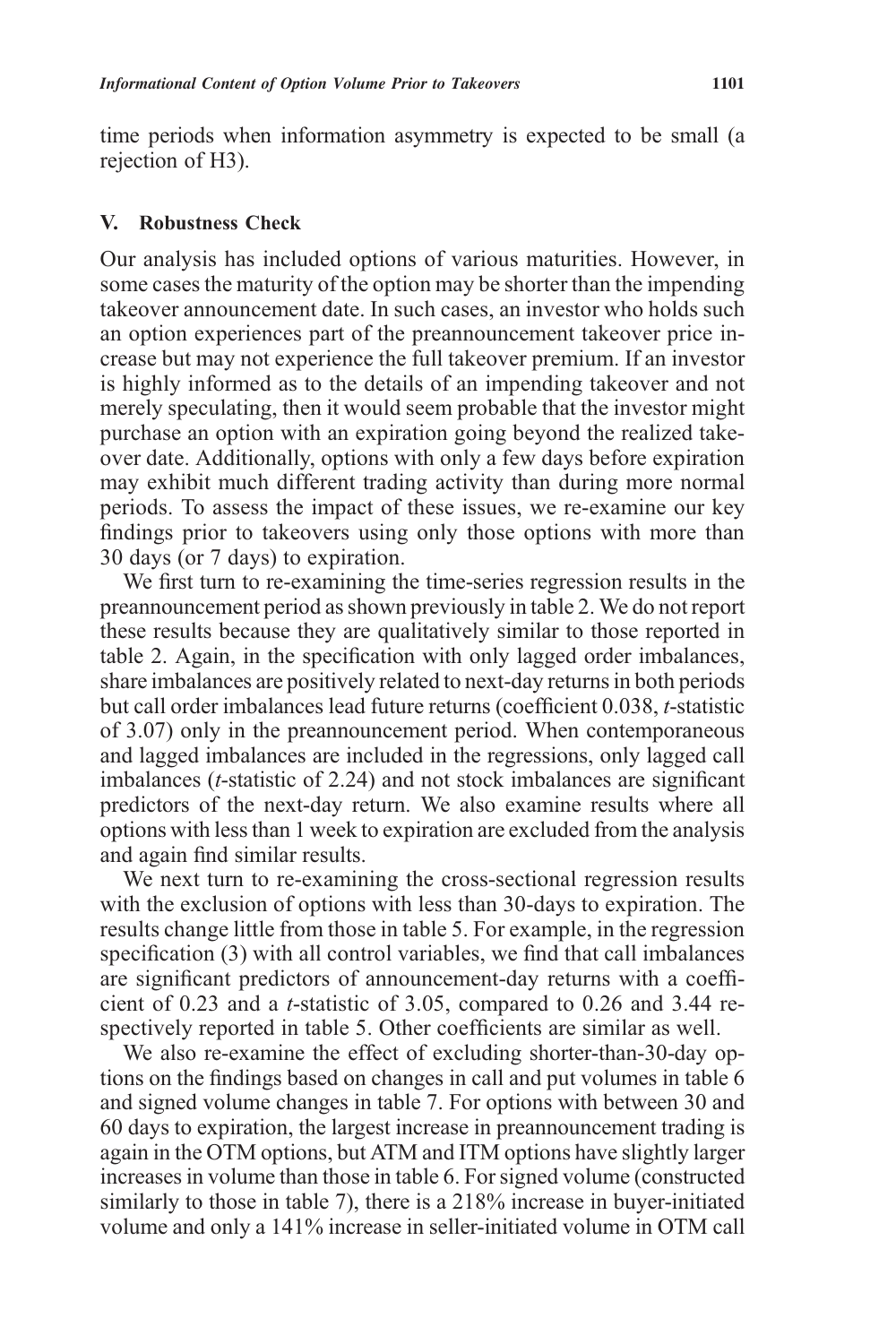time periods when information asymmetry is expected to be small (a rejection of H3).

## V. Robustness Check

Our analysis has included options of various maturities. However, in some cases the maturity of the option may be shorter than the impending takeover announcement date. In such cases, an investor who holds such an option experiences part of the preannouncement takeover price increase but may not experience the full takeover premium. If an investor is highly informed as to the details of an impending takeover and not merely speculating, then it would seem probable that the investor might purchase an option with an expiration going beyond the realized takeover date. Additionally, options with only a few days before expiration may exhibit much different trading activity than during more normal periods. To assess the impact of these issues, we re-examine our key findings prior to takeovers using only those options with more than 30 days (or 7 days) to expiration.

We first turn to re-examining the time-series regression results in the preannouncement period as shown previously in table 2. We do not report these results because they are qualitatively similar to those reported in table 2. Again, in the specification with only lagged order imbalances, share imbalances are positively related to next-day returns in both periods but call order imbalances lead future returns (coefficient 0.038, *t*-statistic of 3.07) only in the preannouncement period. When contemporaneous and lagged imbalances are included in the regressions, only lagged call imbalances (*t*-statistic of 2.24) and not stock imbalances are significant predictors of the next-day return. We also examine results where all options with less than 1 week to expiration are excluded from the analysis and again find similar results.

We next turn to re-examining the cross-sectional regression results with the exclusion of options with less than 30-days to expiration. The results change little from those in table 5. For example, in the regression specification (3) with all control variables, we find that call imbalances are significant predictors of announcement-day returns with a coefficient of 0.23 and a *t*-statistic of 3.05, compared to 0.26 and 3.44 respectively reported in table 5. Other coefficients are similar as well.

We also re-examine the effect of excluding shorter-than-30-day options on the findings based on changes in call and put volumes in table 6 and signed volume changes in table 7. For options with between 30 and 60 days to expiration, the largest increase in preannouncement trading is again in the OTM options, but ATM and ITM options have slightly larger increases in volume than those in table 6. For signed volume (constructed similarly to those in table 7), there is a 218% increase in buyer-initiated volume and only a 141% increase in seller-initiated volume in OTM call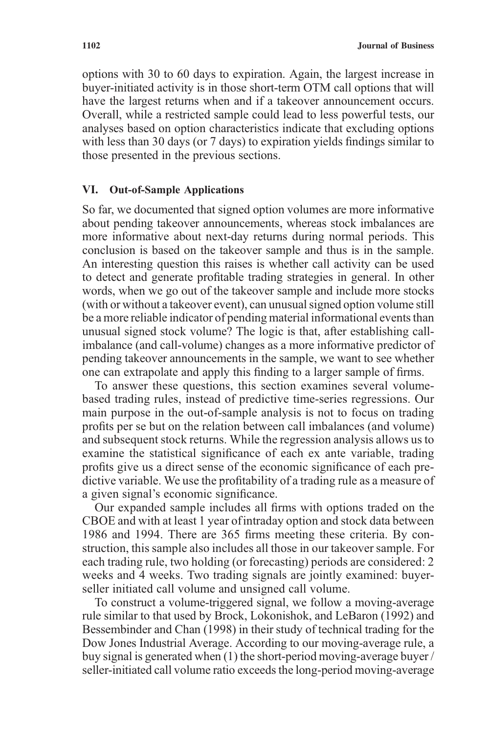options with 30 to 60 days to expiration. Again, the largest increase in buyer-initiated activity is in those short-term OTM call options that will have the largest returns when and if a takeover announcement occurs. Overall, while a restricted sample could lead to less powerful tests, our analyses based on option characteristics indicate that excluding options with less than 30 days (or 7 days) to expiration yields findings similar to those presented in the previous sections.

## VI. Out-of-Sample Applications

So far, we documented that signed option volumes are more informative about pending takeover announcements, whereas stock imbalances are more informative about next-day returns during normal periods. This conclusion is based on the takeover sample and thus is in the sample. An interesting question this raises is whether call activity can be used to detect and generate profitable trading strategies in general. In other words, when we go out of the takeover sample and include more stocks (with or without a takeover event), can unusual signed option volume still be a more reliable indicator of pending material informational events than unusual signed stock volume? The logic is that, after establishing call-imbalance (and call-volume) changes as a more informative predictor of pending takeover announcements in the sample, we want to see whether one can extrapolate and apply this finding to a larger sample of firms.

To answer these questions, this section examines several volume-based trading rules, instead of predictive time-series regressions. Our main purpose in the out-of-sample analysis is not to focus on trading profits per se but on the relation between call imbalances (and volume) and subsequent stock returns. While the regression analysis allows us to examine the statistical significance of each ex ante variable, trading profits give us a direct sense of the economic significance of each predictive variable. We use the profitability of a trading rule as a measure of a given signal's economic significance.

Our expanded sample includes all firms with options traded on the CBOE and with at least 1 year of intraday option and stock data between 1986 and 1994. There are 365 firms meeting these criteria. By construction, this sample also includes all those in our takeover sample. For each trading rule, two holding (or forecasting) periods are considered: 2 weeks and 4 weeks. Two trading signals are jointly examined: buyer-seller initiated call volume and unsigned call volume.

To construct a volume-triggered signal, we follow a moving-average rule similar to that used by Brock, Lokonishok, and LeBaron (1992) and Bessembinder and Chan (1998) in their study of technical trading for the Dow Jones Industrial Average. According to our moving-average rule, a buy signal is generated when (1) the short-period moving-average buyer / seller-initiated call volume ratio exceeds the long-period moving-average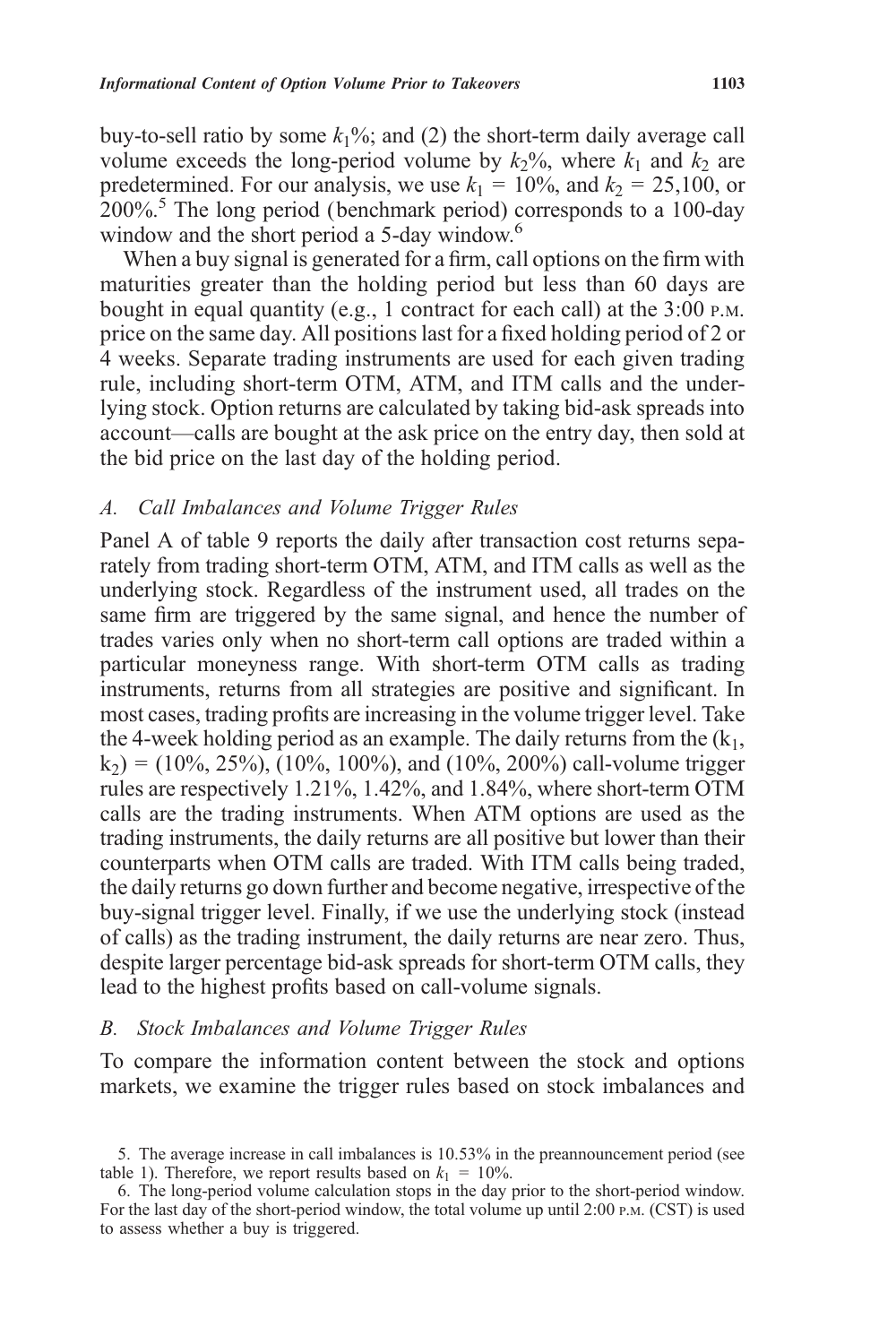buy-to-sell ratio by some $k_1$%; and (2) the short-term daily average call volume exceeds the long-period volume by $k_2$%, where $k_1$ and $k_2$ are predetermined. For our analysis, we use $k_1 = 10\%$, and $k_2 = 25{,}100$, or 200%.[5] The long period (benchmark period) corresponds to a 100-day window and the short period a 5-day window.[6]

When a buy signal is generated for a firm, call options on the firm with maturities greater than the holding period but less than 60 days are bought in equal quantity (e.g., 1 contract for each call) at the 3:00 P.M. price on the same day. All positions last for a fixed holding period of 2 or 4 weeks. Separate trading instruments are used for each given trading rule, including short-term OTM, ATM, and ITM calls and the underlying stock. Option returns are calculated by taking bid-ask spreads into account—calls are bought at the ask price on the entry day, then sold at the bid price on the last day of the holding period.

### *A. Call Imbalances and Volume Trigger Rules*

Panel A of table 9 reports the daily after transaction cost returns separately from trading short-term OTM, ATM, and ITM calls as well as the underlying stock. Regardless of the instrument used, all trades on the same firm are triggered by the same signal, and hence the number of trades varies only when no short-term call options are traded within a particular moneyness range. With short-term OTM calls as trading instruments, returns from all strategies are positive and significant. In most cases, trading profits are increasing in the volume trigger level. Take the 4-week holding period as an example. The daily returns from the ($k_1$, $k_2$) = (10%, 25%), (10%, 100%), and (10%, 200%) call-volume trigger rules are respectively 1.21%, 1.42%, and 1.84%, where short-term OTM calls are the trading instruments. When ATM options are used as the trading instruments, the daily returns are all positive but lower than their counterparts when OTM calls are traded. With ITM calls being traded, the daily returns go down further and become negative, irrespective of the buy-signal trigger level. Finally, if we use the underlying stock (instead of calls) as the trading instrument, the daily returns are near zero. Thus, despite larger percentage bid-ask spreads for short-term OTM calls, they lead to the highest profits based on call-volume signals.

### *B. Stock Imbalances and Volume Trigger Rules*

To compare the information content between the stock and options markets, we examine the trigger rules based on stock imbalances and

5. The average increase in call imbalances is 10.53% in the preannouncement period (see table 1). Therefore, we report results based on $k_1 = 10\%$.

6. The long-period volume calculation stops in the day prior to the short-period window. For the last day of the short-period window, the total volume up until 2:00 P.M. (CST) is used to assess whether a buy is triggered.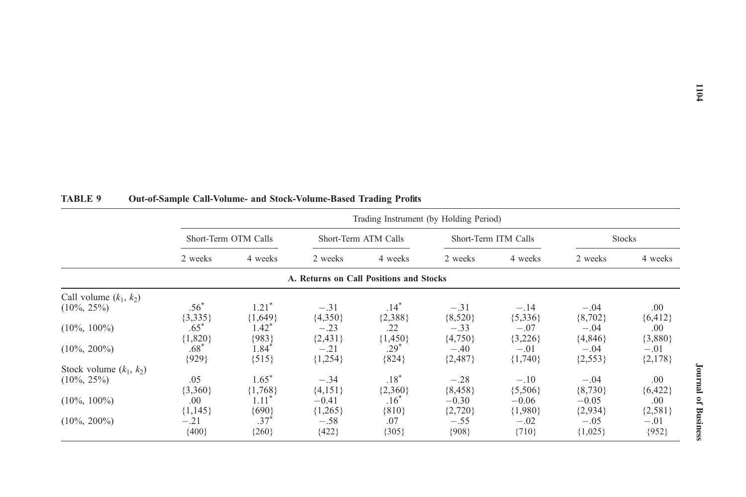**TABLE 9 Out-of-Sample Call-Volume- and Stock-Volume-Based Trading Profits**

| | Trading Instrument (by Holding Period) | | | | | | | |
|---|---|---|---|---|---|---|---|---|
| | Short-Term OTM Calls | | Short-Term ATM Calls | | Short-Term ITM Calls | | Stocks | |
| | 2 weeks | 4 weeks | 2 weeks | 4 weeks | 2 weeks | 4 weeks | 2 weeks | 4 weeks |
| **A. Returns on Call Positions and Stocks** | | | | | | | | |
| Call volume ($k_1$, $k_2$) | | | | | | | | |
| (10%, 25%) | .56* | 1.21* | −.31 | .14* | −.31 | −.14 | −.04 | .00 |
| | {3,335} | {1,649} | {4,350} | {2,388} | {8,520} | {5,336} | {8,702} | {6,412} |
| (10%, 100%) | .65* | 1.42* | −.23 | .22 | −.33 | −.07 | −.04 | .00 |
| | {1,820} | {983} | {2,431} | {1,450} | {4,750} | {3,226} | {4,846} | {3,880} |
| (10%, 200%) | .68* | 1.84* | −.21 | .29* | −.40 | −.01 | −.04 | −.01 |
| | {929} | {515} | {1,254} | {824} | {2,487} | {1,740} | {2,553} | {2,178} |
| Stock volume ($k_1$, $k_2$) | | | | | | | | |
| (10%, 25%) | .05 | 1.65* | −.34 | .18* | −.28 | −.10 | −.04 | .00 |
| | {3,360} | {1,768} | {4,151} | {2,360} | {8,458} | {5,506} | {8,730} | {6,422} |
| (10%, 100%) | .00 | 1.11* | −0.41 | .16* | −0.30 | −0.06 | −0.05 | .00 |
| | {1,145} | {690} | {1,265} | {810} | {2,720} | {1,980} | {2,934} | {2,581} |
| (10%, 200%) | −.21 | .37* | −.58 | .07 | −.55 | −.02 | −.05 | −.01 |
| | {400} | {260} | {422} | {305} | {908} | {710} | {1,025} | {952} |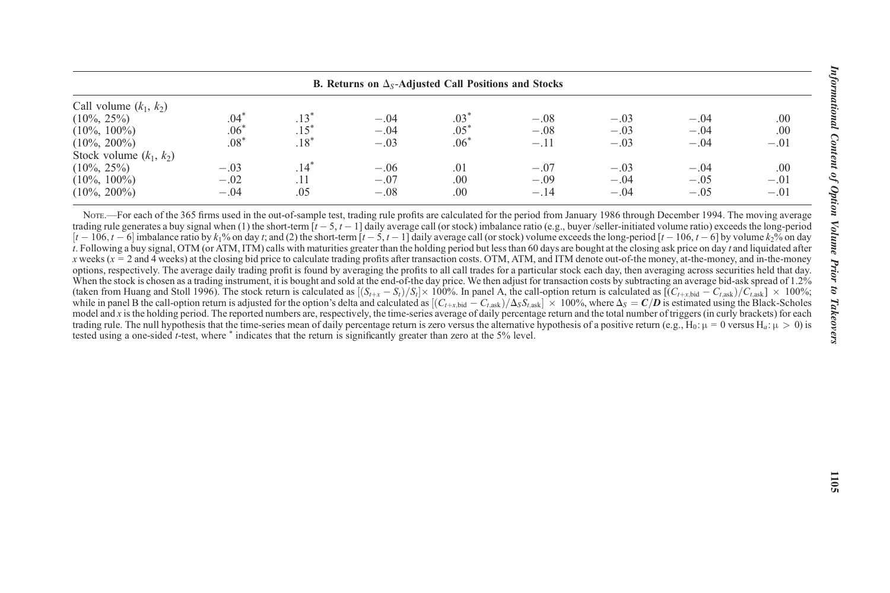**B. Returns on $\Delta_S$-Adjusted Call Positions and Stocks**

| | | | | | | | | |
|---|---|---|---|---|---|---|---|---|
| Call volume ($k_1$, $k_2$) | | | | | | | | |
| (10%, 25%) | .04* | .13* | −.04 | .03* | −.08 | −.03 | −.04 | .00 |
| (10%, 100%) | .06* | .15* | −.04 | .05* | −.08 | −.03 | −.04 | .00 |
| (10%, 200%) | .08* | .18* | −.03 | .06* | −.11 | −.03 | −.04 | −.01 |
| Stock volume ($k_1$, $k_2$) | | | | | | | | |
| (10%, 25%) | −.03 | .14* | −.06 | .01 | −.07 | −.03 | −.04 | .00 |
| (10%, 100%) | −.02 | .11 | −.07 | .00 | −.09 | −.04 | −.05 | −.01 |
| (10%, 200%) | −.04 | .05 | −.08 | .00 | −.14 | −.04 | −.05 | −.01 |

Note.—For each of the 365 firms used in the out-of-sample test, trading rule profits are calculated for the period from January 1986 through December 1994. The moving average trading rule generates a buy signal when (1) the short-term $[t-5, t-1]$ daily average call (or stock) imbalance ratio (e.g., buyer/seller-initiated volume ratio) exceeds the long-period $[t-106, t-6]$ imbalance ratio by $k_1$% on day $t$; and (2) the short-term $[t-5, t-1]$ daily average call (or stock) volume exceeds the long-period $[t-106, t-6]$ by volume $k_2$% on day $t$. Following a buy signal, OTM (or ATM, ITM) calls with maturities greater than the holding period but less than 60 days are bought at the closing ask price on day $t$ and liquidated after $x$ weeks ($x = 2$ and 4 weeks) at the closing bid price to calculate trading profits after transaction costs. OTM, ATM, and ITM denote out-of-the money, at-the-money, and in-the-money options, respectively. The average daily trading profit is found by averaging the profits to all call trades for a particular stock each day, then averaging across securities held that day. When the stock is chosen as a trading instrument, it is bought and sold at the end-of-the day price. We then adjust for transaction costs by subtracting an average bid-ask spread of 1.2% (taken from Huang and Stoll 1996). The stock return is calculated as $[(S_{t+x} - S_t)/S_t] \times 100\%$. In panel A, the call-option return is calculated as $[(C_{t+x,\text{bid}} - C_{t,\text{ask}})/C_{t,\text{ask}}] \times 100\%$; while in panel B the call-option return is adjusted for the option's delta and calculated as $[(C_{t+x,\text{bid}} - C_{t,\text{ask}})/\Delta_S S_{t,\text{ask}}] \times 100\%$, where $\Delta_S = \boldsymbol{C}/\boldsymbol{D}$ is estimated using the Black-Scholes model and $x$ is the holding period. The reported numbers are, respectively, the time-series average of daily percentage return and the total number of triggers (in curly brackets) for each trading rule. The null hypothesis that the time-series mean of daily percentage return is zero versus the alternative hypothesis of a positive return (e.g., $H_0\colon \mu = 0$ versus $H_a\colon \mu > 0$) is tested using a one-sided $t$-test, where * indicates that the return is significantly greater than zero at the 5% level.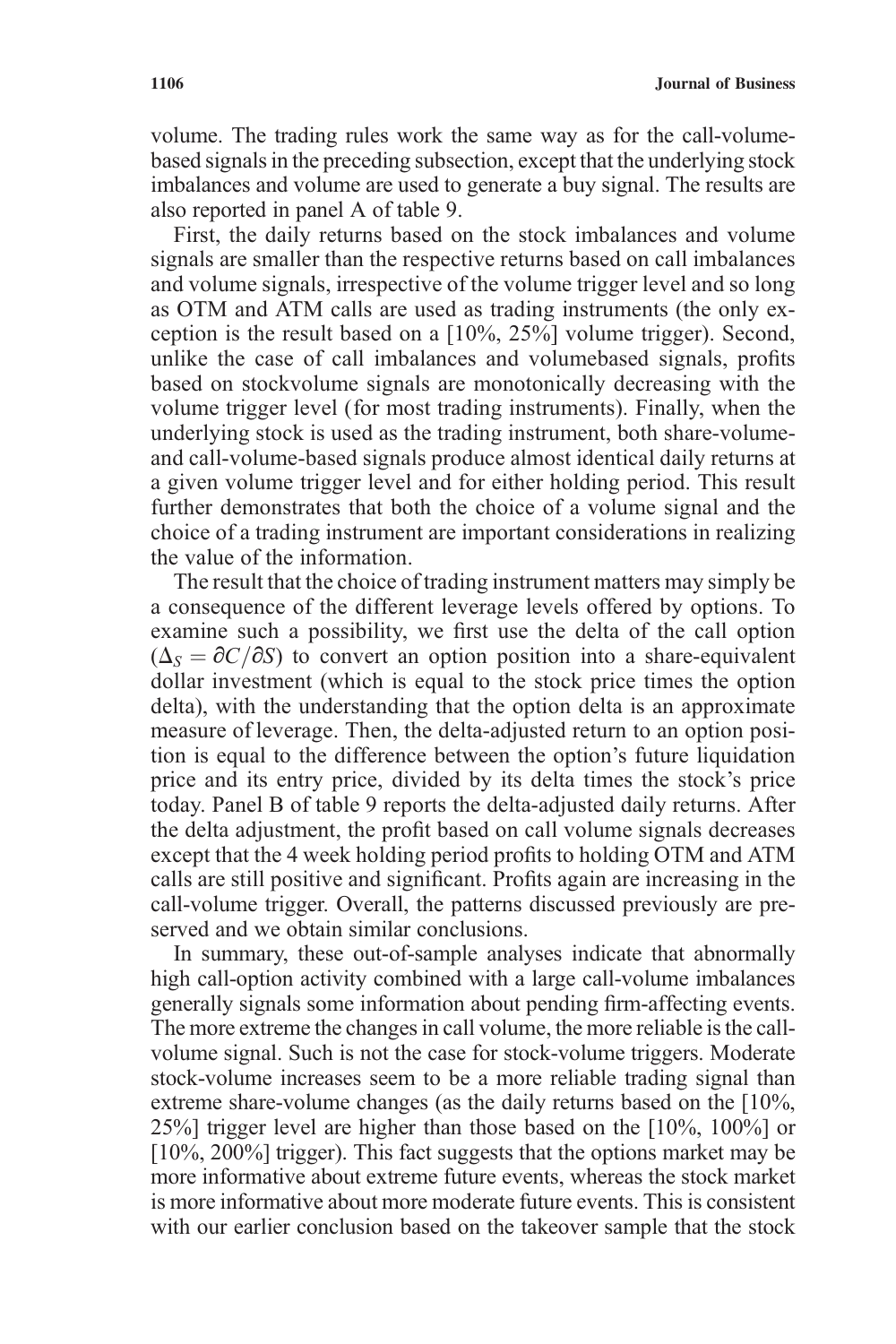volume. The trading rules work the same way as for the call-volume-based signals in the preceding subsection, except that the underlying stock imbalances and volume are used to generate a buy signal. The results are also reported in panel A of table 9.

First, the daily returns based on the stock imbalances and volume signals are smaller than the respective returns based on call imbalances and volume signals, irrespective of the volume trigger level and so long as OTM and ATM calls are used as trading instruments (the only exception is the result based on a [10%, 25%] volume trigger). Second, unlike the case of call imbalances and volumebased signals, profits based on stockvolume signals are monotonically decreasing with the volume trigger level (for most trading instruments). Finally, when the underlying stock is used as the trading instrument, both share-volume- and call-volume-based signals produce almost identical daily returns at a given volume trigger level and for either holding period. This result further demonstrates that both the choice of a volume signal and the choice of a trading instrument are important considerations in realizing the value of the information.

The result that the choice of trading instrument matters may simply be a consequence of the different leverage levels offered by options. To examine such a possibility, we first use the delta of the call option ($\Delta_S = \partial C/\partial S$) to convert an option position into a share-equivalent dollar investment (which is equal to the stock price times the option delta), with the understanding that the option delta is an approximate measure of leverage. Then, the delta-adjusted return to an option position is equal to the difference between the option's future liquidation price and its entry price, divided by its delta times the stock's price today. Panel B of table 9 reports the delta-adjusted daily returns. After the delta adjustment, the profit based on call volume signals decreases except that the 4 week holding period profits to holding OTM and ATM calls are still positive and significant. Profits again are increasing in the call-volume trigger. Overall, the patterns discussed previously are preserved and we obtain similar conclusions.

In summary, these out-of-sample analyses indicate that abnormally high call-option activity combined with a large call-volume imbalances generally signals some information about pending firm-affecting events. The more extreme the changes in call volume, the more reliable is the call-volume signal. Such is not the case for stock-volume triggers. Moderate stock-volume increases seem to be a more reliable trading signal than extreme share-volume changes (as the daily returns based on the [10%, 25%] trigger level are higher than those based on the [10%, 100%] or [10%, 200%] trigger). This fact suggests that the options market may be more informative about extreme future events, whereas the stock market is more informative about more moderate future events. This is consistent with our earlier conclusion based on the takeover sample that the stock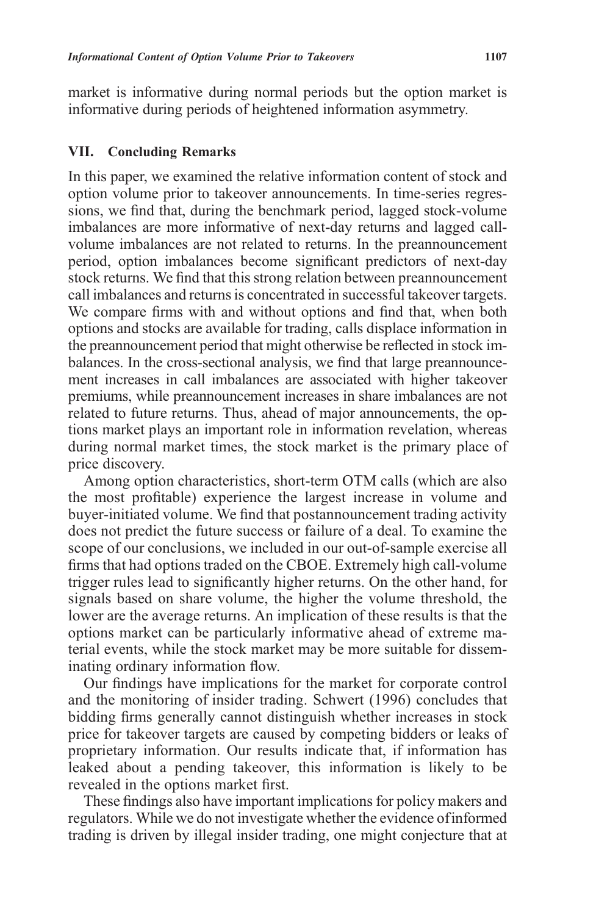market is informative during normal periods but the option market is informative during periods of heightened information asymmetry.

## VII. Concluding Remarks

In this paper, we examined the relative information content of stock and option volume prior to takeover announcements. In time-series regressions, we find that, during the benchmark period, lagged stock-volume imbalances are more informative of next-day returns and lagged call-volume imbalances are not related to returns. In the preannouncement period, option imbalances become significant predictors of next-day stock returns. We find that this strong relation between preannouncement call imbalances and returns is concentrated in successful takeover targets. We compare firms with and without options and find that, when both options and stocks are available for trading, calls displace information in the preannouncement period that might otherwise be reflected in stock imbalances. In the cross-sectional analysis, we find that large preannouncement increases in call imbalances are associated with higher takeover premiums, while preannouncement increases in share imbalances are not related to future returns. Thus, ahead of major announcements, the options market plays an important role in information revelation, whereas during normal market times, the stock market is the primary place of price discovery.

Among option characteristics, short-term OTM calls (which are also the most profitable) experience the largest increase in volume and buyer-initiated volume. We find that postannouncement trading activity does not predict the future success or failure of a deal. To examine the scope of our conclusions, we included in our out-of-sample exercise all firms that had options traded on the CBOE. Extremely high call-volume trigger rules lead to significantly higher returns. On the other hand, for signals based on share volume, the higher the volume threshold, the lower are the average returns. An implication of these results is that the options market can be particularly informative ahead of extreme material events, while the stock market may be more suitable for disseminating ordinary information flow.

Our findings have implications for the market for corporate control and the monitoring of insider trading. Schwert (1996) concludes that bidding firms generally cannot distinguish whether increases in stock price for takeover targets are caused by competing bidders or leaks of proprietary information. Our results indicate that, if information has leaked about a pending takeover, this information is likely to be revealed in the options market first.

These findings also have important implications for policy makers and regulators. While we do not investigate whether the evidence of informed trading is driven by illegal insider trading, one might conjecture that at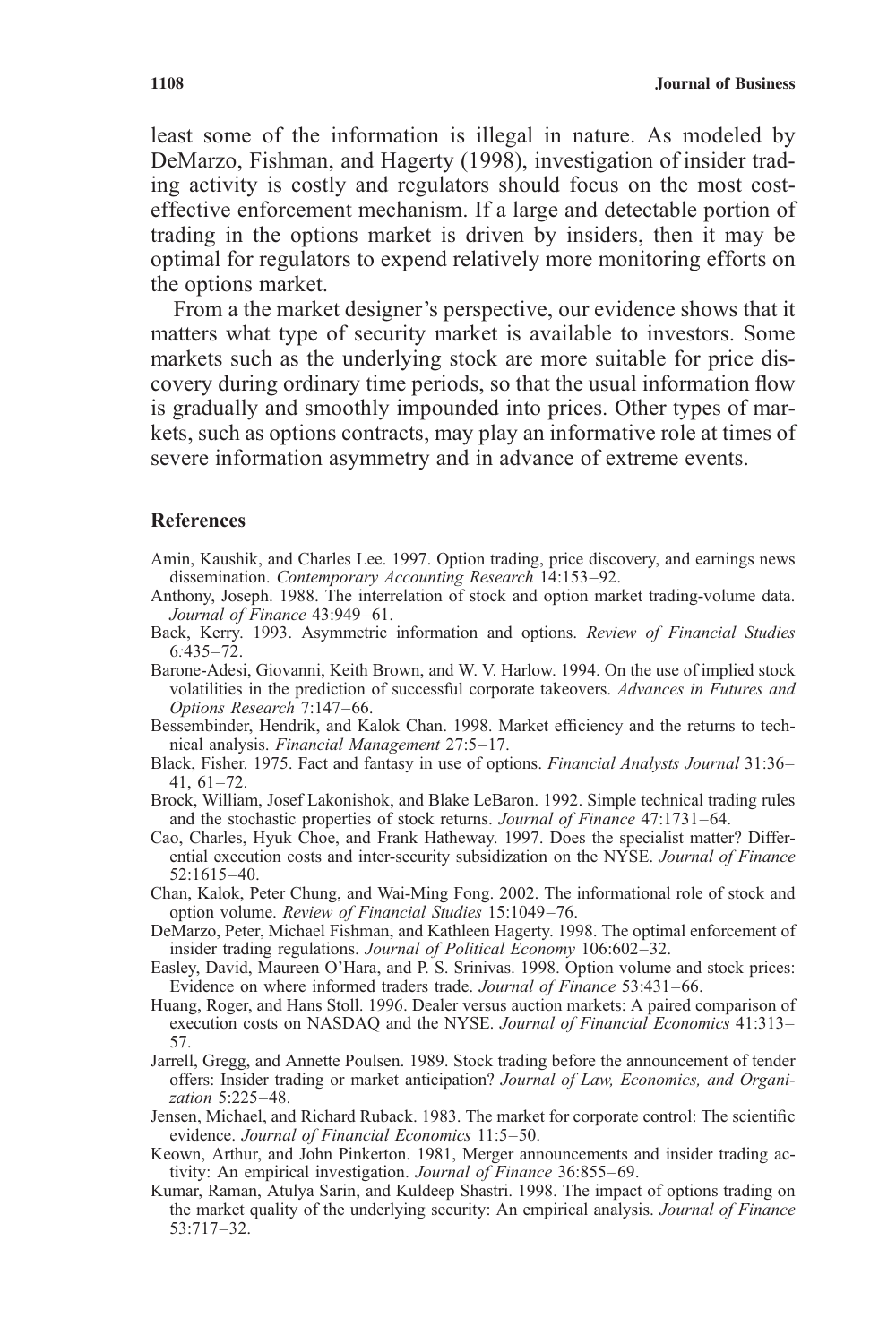least some of the information is illegal in nature. As modeled by DeMarzo, Fishman, and Hagerty (1998), investigation of insider trading activity is costly and regulators should focus on the most cost-effective enforcement mechanism. If a large and detectable portion of trading in the options market is driven by insiders, then it may be optimal for regulators to expend relatively more monitoring efforts on the options market.

From a the market designer's perspective, our evidence shows that it matters what type of security market is available to investors. Some markets such as the underlying stock are more suitable for price discovery during ordinary time periods, so that the usual information flow is gradually and smoothly impounded into prices. Other types of markets, such as options contracts, may play an informative role at times of severe information asymmetry and in advance of extreme events.

## References

Amin, Kaushik, and Charles Lee. 1997. Option trading, price discovery, and earnings news dissemination. *Contemporary Accounting Research* 14:153–92.

Anthony, Joseph. 1988. The interrelation of stock and option market trading-volume data. *Journal of Finance* 43:949–61.

Back, Kerry. 1993. Asymmetric information and options. *Review of Financial Studies* 6:435–72.

Barone-Adesi, Giovanni, Keith Brown, and W. V. Harlow. 1994. On the use of implied stock volatilities in the prediction of successful corporate takeovers. *Advances in Futures and Options Research* 7:147–66.

Bessembinder, Hendrik, and Kalok Chan. 1998. Market efficiency and the returns to technical analysis. *Financial Management* 27:5–17.

Black, Fisher. 1975. Fact and fantasy in use of options. *Financial Analysts Journal* 31:36–41, 61–72.

Brock, William, Josef Lakonishok, and Blake LeBaron. 1992. Simple technical trading rules and the stochastic properties of stock returns. *Journal of Finance* 47:1731–64.

Cao, Charles, Hyuk Choe, and Frank Hatheway. 1997. Does the specialist matter? Differential execution costs and inter-security subsidization on the NYSE. *Journal of Finance* 52:1615–40.

Chan, Kalok, Peter Chung, and Wai-Ming Fong. 2002. The informational role of stock and option volume. *Review of Financial Studies* 15:1049–76.

DeMarzo, Peter, Michael Fishman, and Kathleen Hagerty. 1998. The optimal enforcement of insider trading regulations. *Journal of Political Economy* 106:602–32.

Easley, David, Maureen O'Hara, and P. S. Srinivas. 1998. Option volume and stock prices: Evidence on where informed traders trade. *Journal of Finance* 53:431–66.

Huang, Roger, and Hans Stoll. 1996. Dealer versus auction markets: A paired comparison of execution costs on NASDAQ and the NYSE. *Journal of Financial Economics* 41:313–57.

Jarrell, Gregg, and Annette Poulsen. 1989. Stock trading before the announcement of tender offers: Insider trading or market anticipation? *Journal of Law, Economics, and Organization* 5:225–48.

Jensen, Michael, and Richard Ruback. 1983. The market for corporate control: The scientific evidence. *Journal of Financial Economics* 11:5–50.

Keown, Arthur, and John Pinkerton. 1981, Merger announcements and insider trading activity: An empirical investigation. *Journal of Finance* 36:855–69.

Kumar, Raman, Atulya Sarin, and Kuldeep Shastri. 1998. The impact of options trading on the market quality of the underlying security: An empirical analysis. *Journal of Finance* 53:717–32.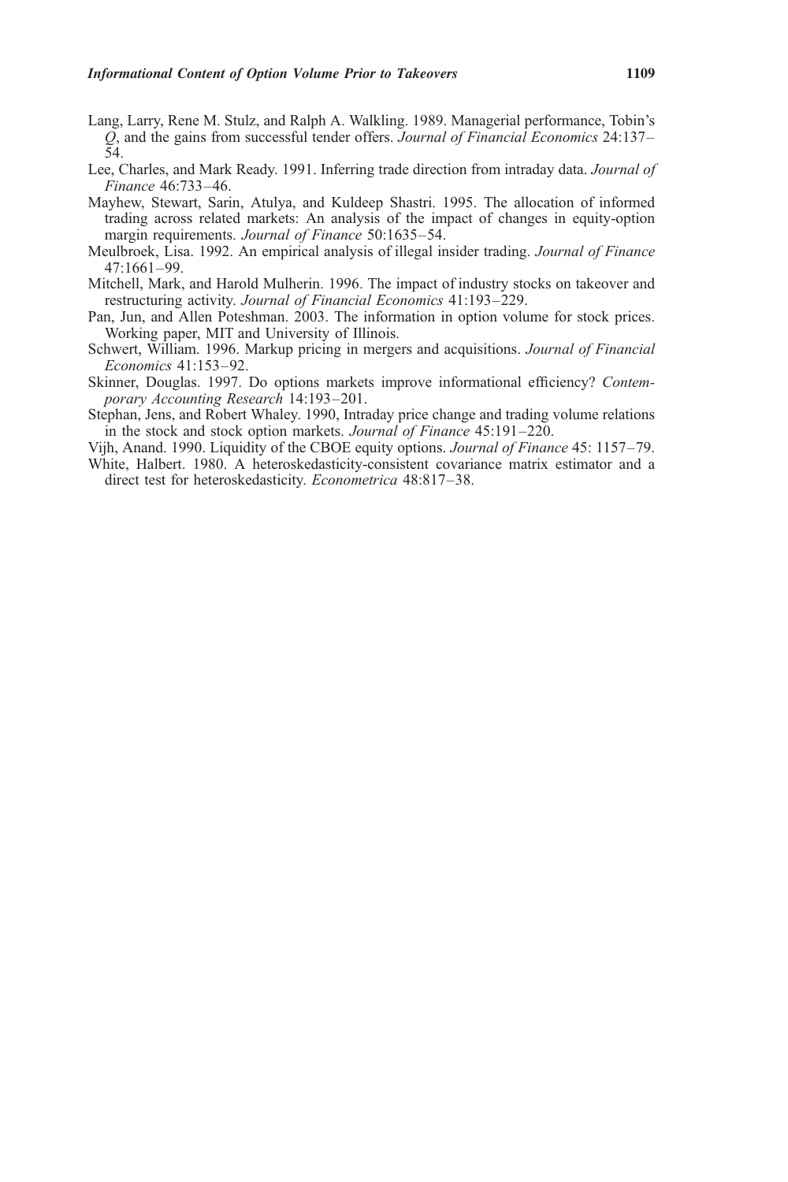Lang, Larry, Rene M. Stulz, and Ralph A. Walkling. 1989. Managerial performance, Tobin's *Q*, and the gains from successful tender offers. *Journal of Financial Economics* 24:137–54.

Lee, Charles, and Mark Ready. 1991. Inferring trade direction from intraday data. *Journal of Finance* 46:733–46.

Mayhew, Stewart, Sarin, Atulya, and Kuldeep Shastri. 1995. The allocation of informed trading across related markets: An analysis of the impact of changes in equity-option margin requirements. *Journal of Finance* 50:1635–54.

Meulbroek, Lisa. 1992. An empirical analysis of illegal insider trading. *Journal of Finance* 47:1661–99.

Mitchell, Mark, and Harold Mulherin. 1996. The impact of industry stocks on takeover and restructuring activity. *Journal of Financial Economics* 41:193–229.

Pan, Jun, and Allen Poteshman. 2003. The information in option volume for stock prices. Working paper, MIT and University of Illinois.

Schwert, William. 1996. Markup pricing in mergers and acquisitions. *Journal of Financial Economics* 41:153–92.

Skinner, Douglas. 1997. Do options markets improve informational efficiency? *Contemporary Accounting Research* 14:193–201.

Stephan, Jens, and Robert Whaley. 1990, Intraday price change and trading volume relations in the stock and stock option markets. *Journal of Finance* 45:191–220.

Vijh, Anand. 1990. Liquidity of the CBOE equity options. *Journal of Finance* 45: 1157–79.

White, Halbert. 1980. A heteroskedasticity-consistent covariance matrix estimator and a direct test for heteroskedasticity. *Econometrica* 48:817–38.